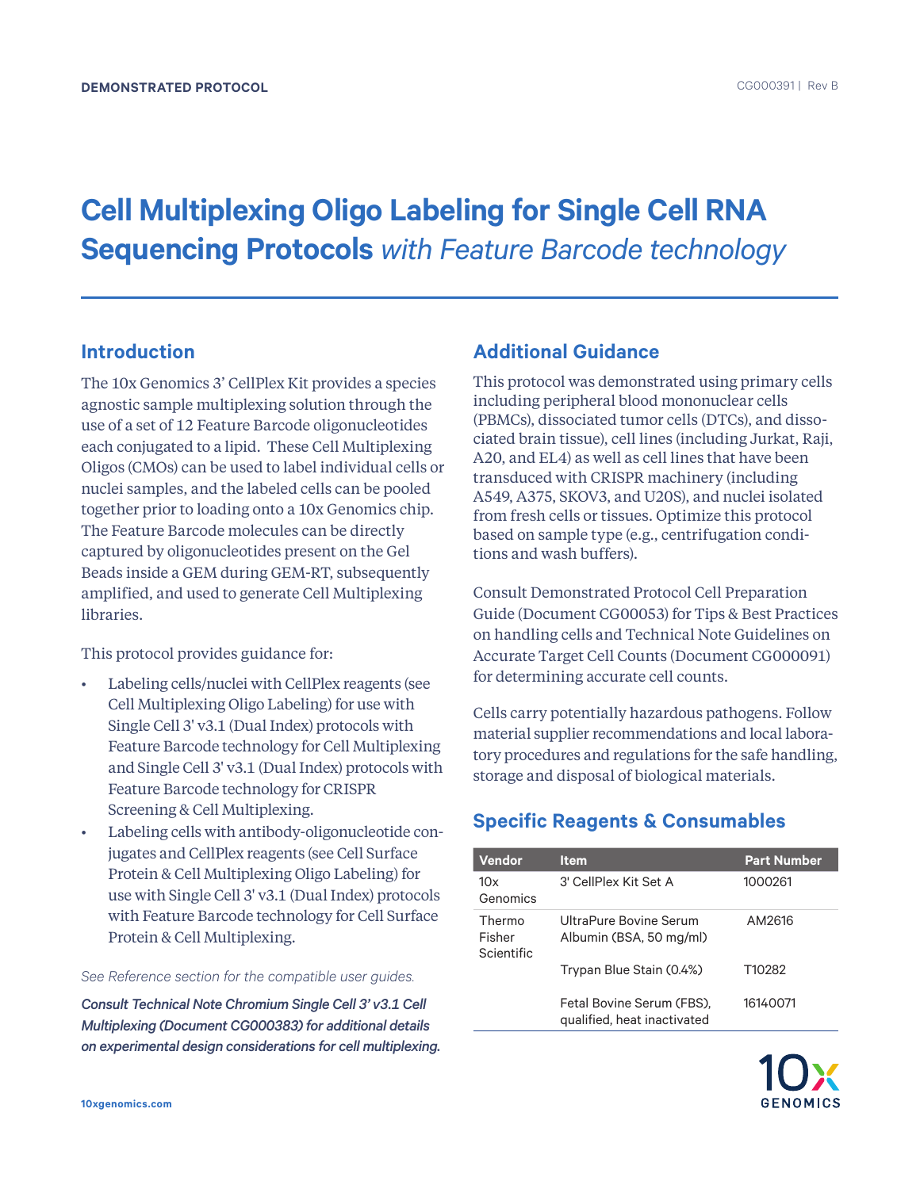DEMONSTRATED PROTOCOL

CG000391 | Rev B

# Cell Multiplexing Oligo Labeling for Single Cell RNA Sequencing Protocols *with Feature Barcode technology*

## Introduction

The 10x Genomics 3' CellPlex Kit provides a species agnostic sample multiplexing solution through the use of a set of 12 Feature Barcode oligonucleotides each conjugated to a lipid. These Cell Multiplexing Oligos (CMOs) can be used to label individual cells or nuclei samples, and the labeled cells can be pooled together prior to loading onto a 10x Genomics chip. The Feature Barcode molecules can be directly captured by oligonucleotides present on the Gel Beads inside a GEM during GEM-RT, subsequently amplified, and used to generate Cell Multiplexing libraries.

This protocol provides guidance for:

- Labeling cells/nuclei with CellPlex reagents (see Cell Multiplexing Oligo Labeling) for use with Single Cell 3' v3.1 (Dual Index) protocols with Feature Barcode technology for Cell Multiplexing and Single Cell 3' v3.1 (Dual Index) protocols with Feature Barcode technology for CRISPR Screening & Cell Multiplexing.
- Labeling cells with antibody-oligonucleotide conjugates and CellPlex reagents (see Cell Surface Protein & Cell Multiplexing Oligo Labeling) for use with Single Cell 3' v3.1 (Dual Index) protocols with Feature Barcode technology for Cell Surface Protein & Cell Multiplexing.

*See Reference section for the compatible user guides.*

***Consult Technical Note Chromium Single Cell 3' v3.1 Cell Multiplexing (Document CG000383) for additional details on experimental design considerations for cell multiplexing.***

## Additional Guidance

This protocol was demonstrated using primary cells including peripheral blood mononuclear cells (PBMCs), dissociated tumor cells (DTCs), and dissociated brain tissue), cell lines (including Jurkat, Raji, A20, and EL4) as well as cell lines that have been transduced with CRISPR machinery (including A549, A375, SKOV3, and U20S), and nuclei isolated from fresh cells or tissues. Optimize this protocol based on sample type (e.g., centrifugation conditions and wash buffers).

Consult Demonstrated Protocol Cell Preparation Guide (Document CG00053) for Tips & Best Practices on handling cells and Technical Note Guidelines on Accurate Target Cell Counts (Document CG000091) for determining accurate cell counts.

Cells carry potentially hazardous pathogens. Follow material supplier recommendations and local laboratory procedures and regulations for the safe handling, storage and disposal of biological materials.

## Specific Reagents & Consumables

| Vendor | Item | Part Number |
|---|---|---|
| 10x Genomics | 3' CellPlex Kit Set A | 1000261 |
| Thermo Fisher Scientific | UltraPure Bovine Serum Albumin (BSA, 50 mg/ml) | AM2616 |
| | Trypan Blue Stain (0.4%) | T10282 |
| | Fetal Bovine Serum (FBS), qualified, heat inactivated | 16140071 |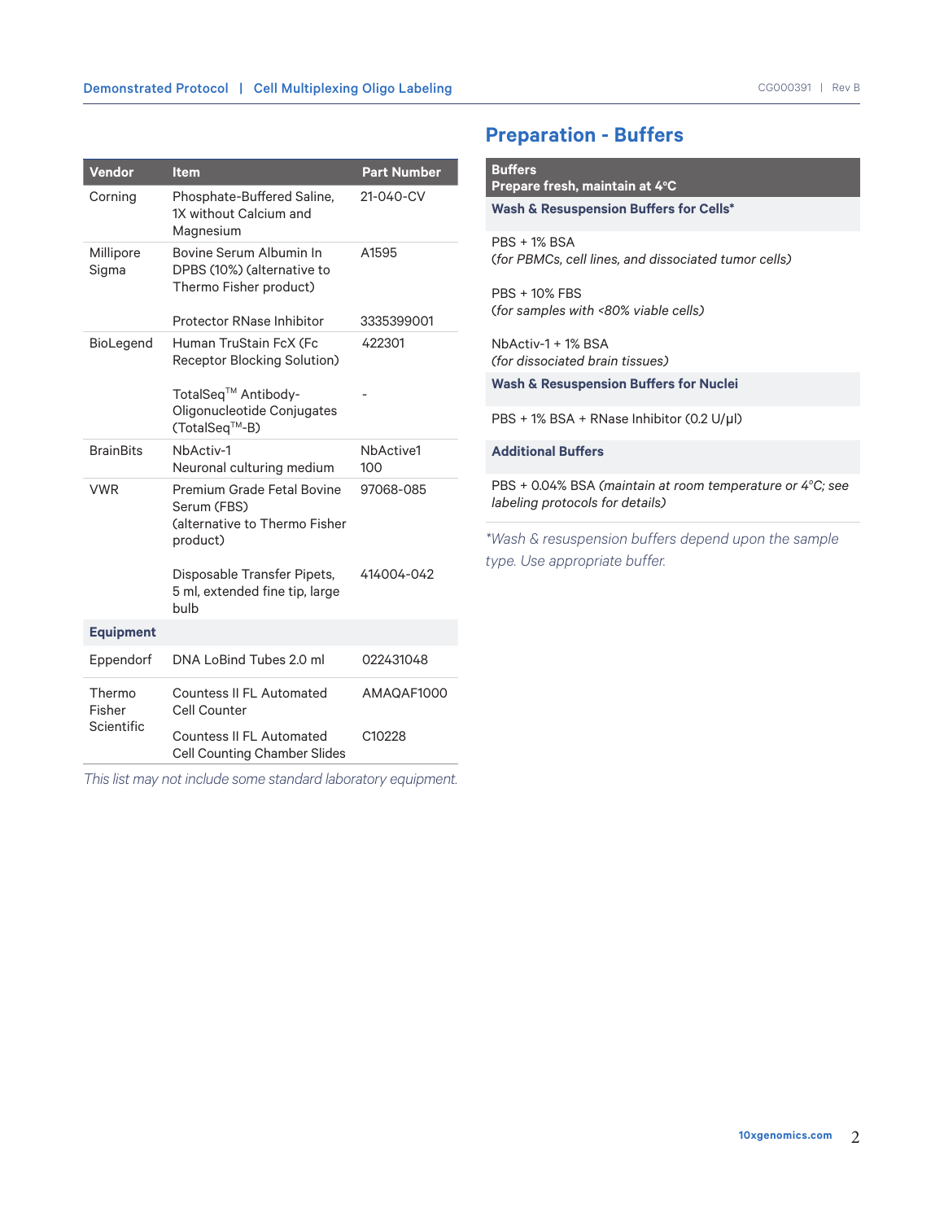| Vendor | Item | Part Number |
|---|---|---|
| Corning | Phosphate-Buffered Saline, 1X without Calcium and Magnesium | 21-040-CV |
| Millipore Sigma | Bovine Serum Albumin In DPBS (10%) (alternative to Thermo Fisher product) | A1595 |
| | Protector RNase Inhibitor | 3335399001 |
| BioLegend | Human TruStain FcX (Fc Receptor Blocking Solution) | 422301 |
| | TotalSeq™ Antibody-Oligonucleotide Conjugates (TotalSeq™-B) | - |
| BrainBits | NbActiv-1 Neuronal culturing medium | NbActive1 100 |
| VWR | Premium Grade Fetal Bovine Serum (FBS) (alternative to Thermo Fisher product) | 97068-085 |
| | Disposable Transfer Pipets, 5 ml, extended fine tip, large bulb | 414004-042 |
| **Equipment** | | |
| Eppendorf | DNA LoBind Tubes 2.0 ml | 022431048 |
| Thermo Fisher Scientific | Countess II FL Automated Cell Counter | AMAQAF1000 |
| | Countess II FL Automated Cell Counting Chamber Slides | C10228 |

*This list may not include some standard laboratory equipment.*

## Preparation - Buffers

| Buffers<br>Prepare fresh, maintain at 4°C |
|---|
| **Wash & Resuspension Buffers for Cells*** |
| PBS + 1% BSA<br>*(for PBMCs, cell lines, and dissociated tumor cells)* |
| PBS + 10% FBS<br>*(for samples with <80% viable cells)* |
| NbActiv-1 + 1% BSA<br>*(for dissociated brain tissues)* |
| **Wash & Resuspension Buffers for Nuclei** |
| PBS + 1% BSA + RNase Inhibitor (0.2 U/μl) |
| **Additional Buffers** |
| PBS + 0.04% BSA *(maintain at room temperature or 4°C; see labeling protocols for details)* |

*\*Wash & resuspension buffers depend upon the sample type. Use appropriate buffer.*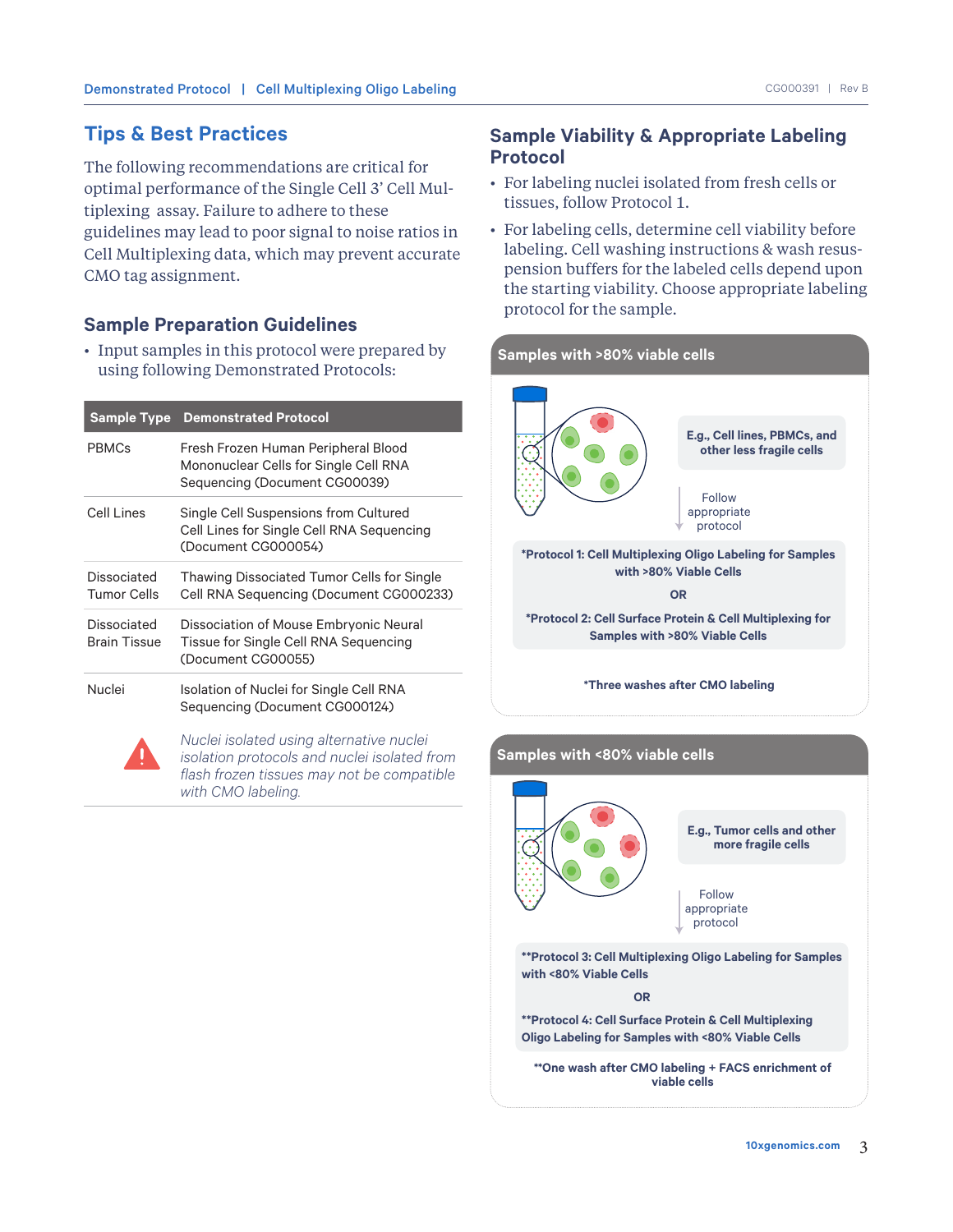## Tips & Best Practices

The following recommendations are critical for optimal performance of the Single Cell 3' Cell Multiplexing assay. Failure to adhere to these guidelines may lead to poor signal to noise ratios in Cell Multiplexing data, which may prevent accurate CMO tag assignment.

### Sample Preparation Guidelines

- Input samples in this protocol were prepared by using following Demonstrated Protocols:

| Sample Type | Demonstrated Protocol |
|---|---|
| PBMCs | Fresh Frozen Human Peripheral Blood Mononuclear Cells for Single Cell RNA Sequencing (Document CG00039) |
| Cell Lines | Single Cell Suspensions from Cultured Cell Lines for Single Cell RNA Sequencing (Document CG000054) |
| Dissociated Tumor Cells | Thawing Dissociated Tumor Cells for Single Cell RNA Sequencing (Document CG000233) |
| Dissociated Brain Tissue | Dissociation of Mouse Embryonic Neural Tissue for Single Cell RNA Sequencing (Document CG00055) |
| Nuclei | Isolation of Nuclei for Single Cell RNA Sequencing (Document CG000124) |
| ⚠ | *Nuclei isolated using alternative nuclei isolation protocols and nuclei isolated from flash frozen tissues may not be compatible with CMO labeling.* |

### Sample Viability & Appropriate Labeling Protocol

- For labeling nuclei isolated from fresh cells or tissues, follow Protocol 1.
- For labeling cells, determine cell viability before labeling. Cell washing instructions & wash resuspension buffers for the labeled cells depend upon the starting viability. Choose appropriate labeling protocol for the sample.

**Samples with >80% viable cells**

**E.g., Cell lines, PBMCs, and other less fragile cells**

Follow appropriate protocol

**\*Protocol 1: Cell Multiplexing Oligo Labeling for Samples with >80% Viable Cells**

**OR**

**\*Protocol 2: Cell Surface Protein & Cell Multiplexing for Samples with >80% Viable Cells**

**\*Three washes after CMO labeling**

**Samples with <80% viable cells**

**E.g., Tumor cells and other more fragile cells**

Follow appropriate protocol

**\*\*Protocol 3: Cell Multiplexing Oligo Labeling for Samples with <80% Viable Cells**

**OR**

**\*\*Protocol 4: Cell Surface Protein & Cell Multiplexing Oligo Labeling for Samples with <80% Viable Cells**

**\*\*One wash after CMO labeling + FACS enrichment of viable cells**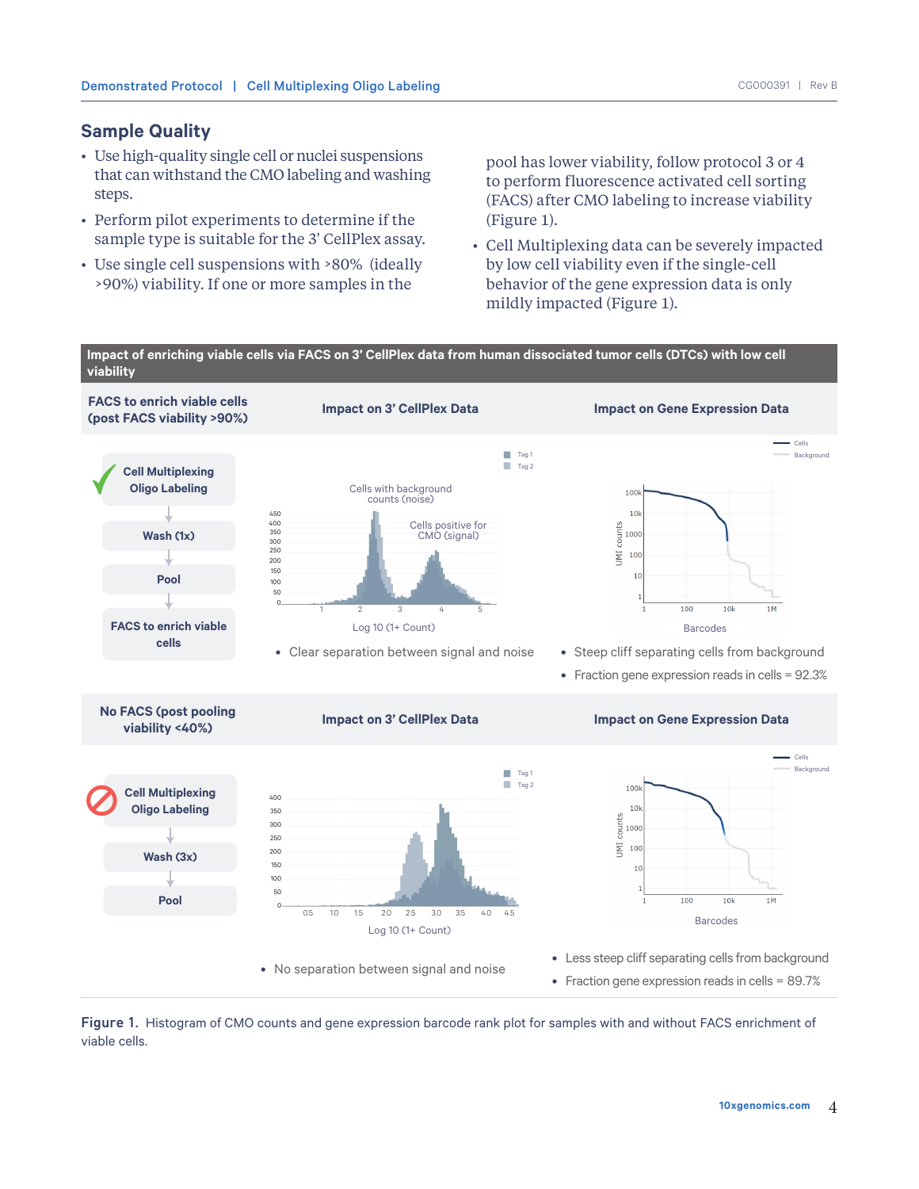## Sample Quality

- Use high-quality single cell or nuclei suspensions that can withstand the CMO labeling and washing steps.
- Perform pilot experiments to determine if the sample type is suitable for the 3' CellPlex assay.
- Use single cell suspensions with >80% (ideally >90%) viability. If one or more samples in the pool has lower viability, follow protocol 3 or 4 to perform fluorescence activated cell sorting (FACS) after CMO labeling to increase viability (Figure 1).
- Cell Multiplexing data can be severely impacted by low cell viability even if the single-cell behavior of the gene expression data is only mildly impacted (Figure 1).

**Impact of enriching viable cells via FACS on 3' CellPlex data from human dissociated tumor cells (DTCs) with low cell viability**

| FACS to enrich viable cells (post FACS viability >90%) | Impact on 3' CellPlex Data | Impact on Gene Expression Data |
|---|---|---|
| Cell Multiplexing Oligo Labeling → Wash (1x) → Pool → FACS to enrich viable cells | • Clear separation between signal and noise | • Steep cliff separating cells from background<br>• Fraction gene expression reads in cells = 92.3% |

| No FACS (post pooling viability <40%) | Impact on 3' CellPlex Data | Impact on Gene Expression Data |
|---|---|---|
| Cell Multiplexing Oligo Labeling → Wash (3x) → Pool | • No separation between signal and noise | • Less steep cliff separating cells from background<br>• Fraction gene expression reads in cells = 89.7% |

**Figure 1.** Histogram of CMO counts and gene expression barcode rank plot for samples with and without FACS enrichment of viable cells.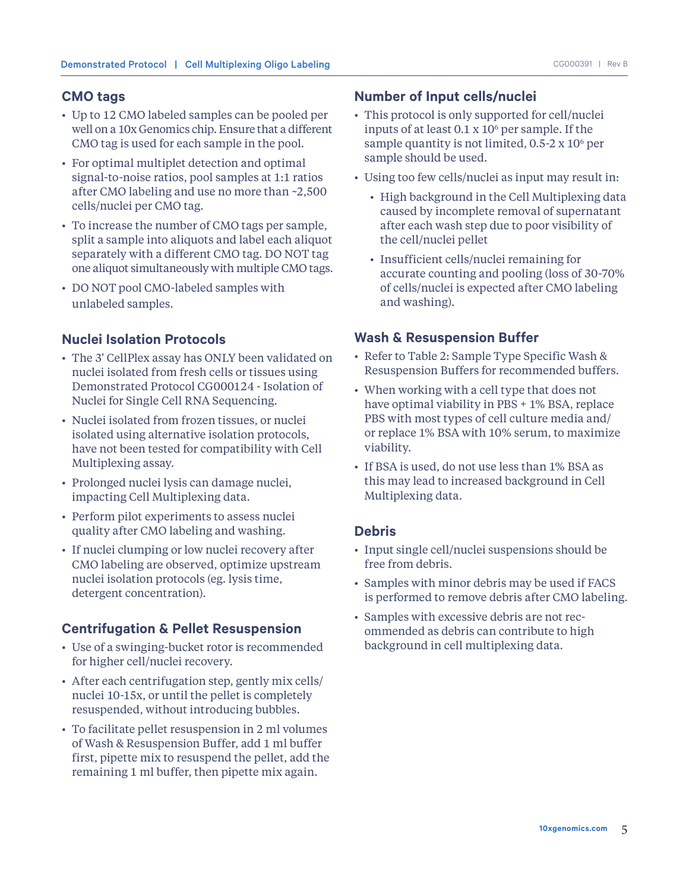## CMO tags

- Up to 12 CMO labeled samples can be pooled per well on a 10x Genomics chip. Ensure that a different CMO tag is used for each sample in the pool.
- For optimal multiplet detection and optimal signal-to-noise ratios, pool samples at 1:1 ratios after CMO labeling and use no more than ~2,500 cells/nuclei per CMO tag.
- To increase the number of CMO tags per sample, split a sample into aliquots and label each aliquot separately with a different CMO tag. DO NOT tag one aliquot simultaneously with multiple CMO tags.
- DO NOT pool CMO-labeled samples with unlabeled samples.

## Nuclei Isolation Protocols

- The 3' CellPlex assay has ONLY been validated on nuclei isolated from fresh cells or tissues using Demonstrated Protocol CG000124 - Isolation of Nuclei for Single Cell RNA Sequencing.
- Nuclei isolated from frozen tissues, or nuclei isolated using alternative isolation protocols, have not been tested for compatibility with Cell Multiplexing assay.
- Prolonged nuclei lysis can damage nuclei, impacting Cell Multiplexing data.
- Perform pilot experiments to assess nuclei quality after CMO labeling and washing.
- If nuclei clumping or low nuclei recovery after CMO labeling are observed, optimize upstream nuclei isolation protocols (eg. lysis time, detergent concentration).

## Centrifugation & Pellet Resuspension

- Use of a swinging-bucket rotor is recommended for higher cell/nuclei recovery.
- After each centrifugation step, gently mix cells/nuclei 10-15x, or until the pellet is completely resuspended, without introducing bubbles.
- To facilitate pellet resuspension in 2 ml volumes of Wash & Resuspension Buffer, add 1 ml buffer first, pipette mix to resuspend the pellet, add the remaining 1 ml buffer, then pipette mix again.

## Number of Input cells/nuclei

- This protocol is only supported for cell/nuclei inputs of at least 0.1 x $10^6$ per sample. If the sample quantity is not limited, 0.5-2 x $10^6$ per sample should be used.
- Using too few cells/nuclei as input may result in:
  - High background in the Cell Multiplexing data caused by incomplete removal of supernatant after each wash step due to poor visibility of the cell/nuclei pellet
  - Insufficient cells/nuclei remaining for accurate counting and pooling (loss of 30-70% of cells/nuclei is expected after CMO labeling and washing).

## Wash & Resuspension Buffer

- Refer to Table 2: Sample Type Specific Wash & Resuspension Buffers for recommended buffers.
- When working with a cell type that does not have optimal viability in PBS + 1% BSA, replace PBS with most types of cell culture media and/or replace 1% BSA with 10% serum, to maximize viability.
- If BSA is used, do not use less than 1% BSA as this may lead to increased background in Cell Multiplexing data.

## Debris

- Input single cell/nuclei suspensions should be free from debris.
- Samples with minor debris may be used if FACS is performed to remove debris after CMO labeling.
- Samples with excessive debris are not recommended as debris can contribute to high background in cell multiplexing data.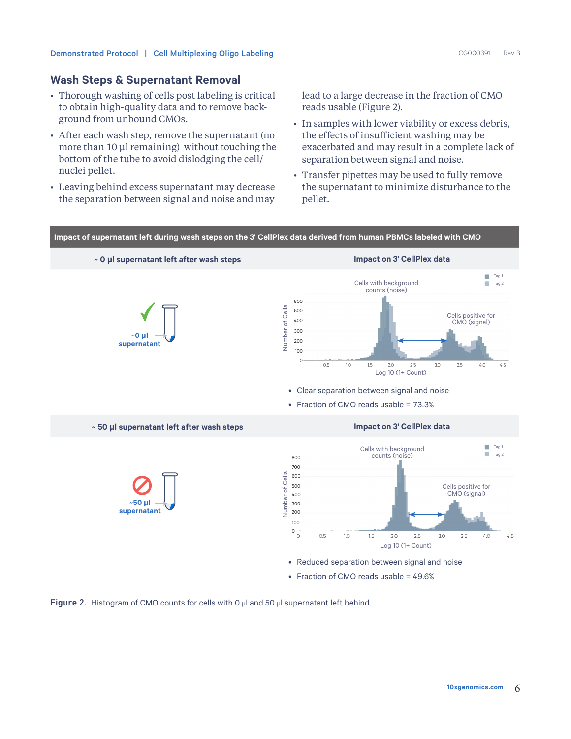## Wash Steps & Supernatant Removal

- Thorough washing of cells post labeling is critical to obtain high-quality data and to remove background from unbound CMOs.
- After each wash step, remove the supernatant (no more than 10 µl remaining) without touching the bottom of the tube to avoid dislodging the cell/nuclei pellet.
- Leaving behind excess supernatant may decrease the separation between signal and noise and may lead to a large decrease in the fraction of CMO reads usable (Figure 2).
- In samples with lower viability or excess debris, the effects of insufficient washing may be exacerbated and may result in a complete lack of separation between signal and noise.
- Transfer pipettes may be used to fully remove the supernatant to minimize disturbance to the pellet.

**Impact of supernatant left during wash steps on the 3' CellPlex data derived from human PBMCs labeled with CMO**

**~ 0 µl supernatant left after wash steps** | **Impact on 3' CellPlex data**

- Clear separation between signal and noise
- Fraction of CMO reads usable = 73.3%

**~ 50 µl supernatant left after wash steps** | **Impact on 3' CellPlex data**

- Reduced separation between signal and noise
- Fraction of CMO reads usable = 49.6%

**Figure 2.** Histogram of CMO counts for cells with 0 µl and 50 µl supernatant left behind.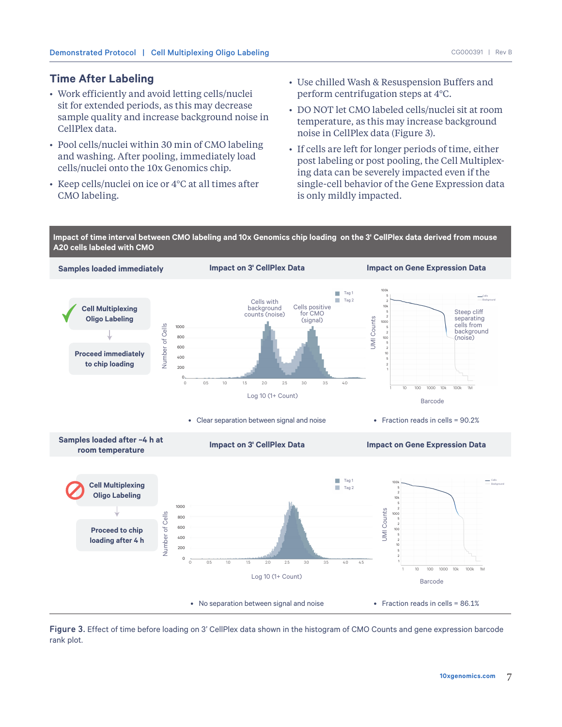## Time After Labeling

- Work efficiently and avoid letting cells/nuclei sit for extended periods, as this may decrease sample quality and increase background noise in CellPlex data.
- Pool cells/nuclei within 30 min of CMO labeling and washing. After pooling, immediately load cells/nuclei onto the 10x Genomics chip.
- Keep cells/nuclei on ice or 4°C at all times after CMO labeling.
- Use chilled Wash & Resuspension Buffers and perform centrifugation steps at 4°C.
- DO NOT let CMO labeled cells/nuclei sit at room temperature, as this may increase background noise in CellPlex data (Figure 3).
- If cells are left for longer periods of time, either post labeling or post pooling, the Cell Multiplexing data can be severely impacted even if the single-cell behavior of the Gene Expression data is only mildly impacted.

**Impact of time interval between CMO labeling and 10x Genomics chip loading on the 3' CellPlex data derived from mouse A20 cells labeled with CMO**

| Samples loaded immediately | Impact on 3' CellPlex Data | Impact on Gene Expression Data |
|---|---|---|
| Cell Multiplexing Oligo Labeling → Proceed immediately to chip loading | Clear separation between signal and noise | Fraction reads in cells = 90.2% |

| Samples loaded after ~4 h at room temperature | Impact on 3' CellPlex Data | Impact on Gene Expression Data |
|---|---|---|
| Cell Multiplexing Oligo Labeling → Proceed to chip loading after 4 h | No separation between signal and noise | Fraction reads in cells = 86.1% |

**Figure 3.** Effect of time before loading on 3' CellPlex data shown in the histogram of CMO Counts and gene expression barcode rank plot.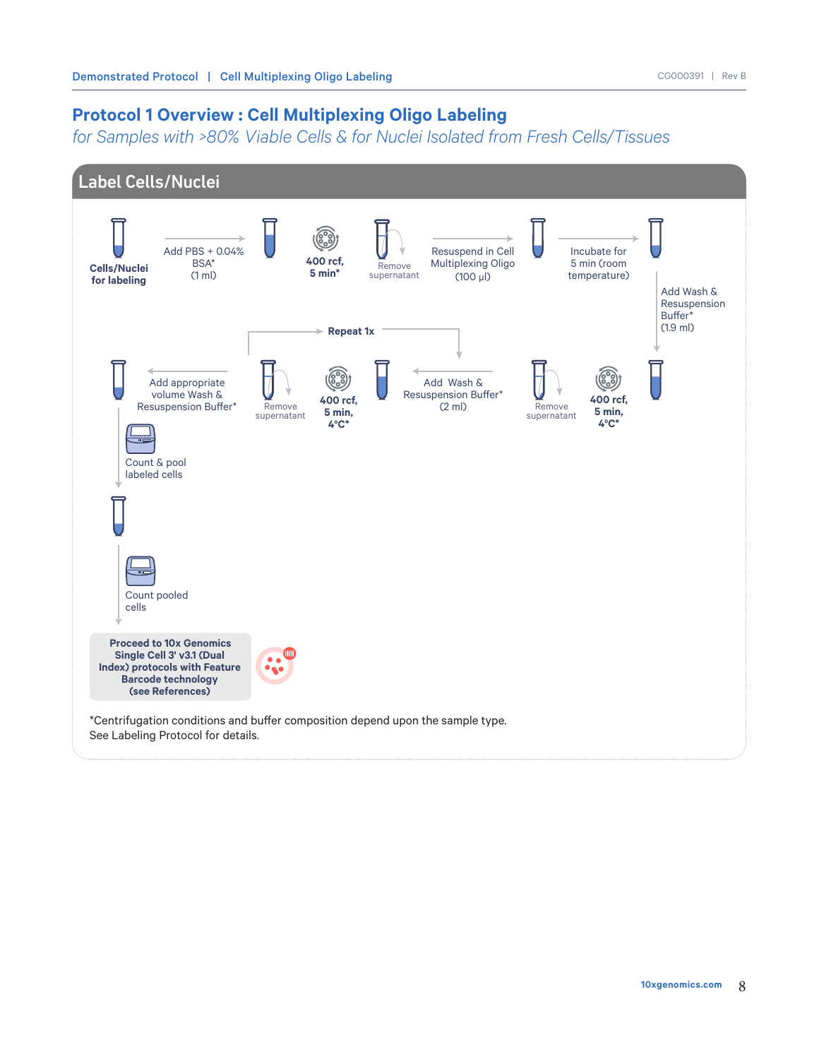# Protocol 1 Overview : Cell Multiplexing Oligo Labeling

*for Samples with >80% Viable Cells & for Nuclei Isolated from Fresh Cells/Tissues*

## Label Cells/Nuclei

**Cells/Nuclei for labeling**

Add PBS + 0.04% BSA* (1 ml)

**400 rcf, 5 min***

Remove supernatant

Resuspend in Cell Multiplexing Oligo (100 µl)

Incubate for 5 min (room temperature)

Add Wash & Resuspension Buffer* (1.9 ml)

**400 rcf, 5 min, 4°C***

Remove supernatant

Add Wash & Resuspension Buffer* (2 ml)

**400 rcf, 5 min, 4°C***

Remove supernatant

**Repeat 1x**

Add appropriate volume Wash & Resuspension Buffer*

Count & pool labeled cells

Count pooled cells

**Proceed to 10x Genomics Single Cell 3' v3.1 (Dual Index) protocols with Feature Barcode technology (see References)**

*Centrifugation conditions and buffer composition depend upon the sample type. See Labeling Protocol for details.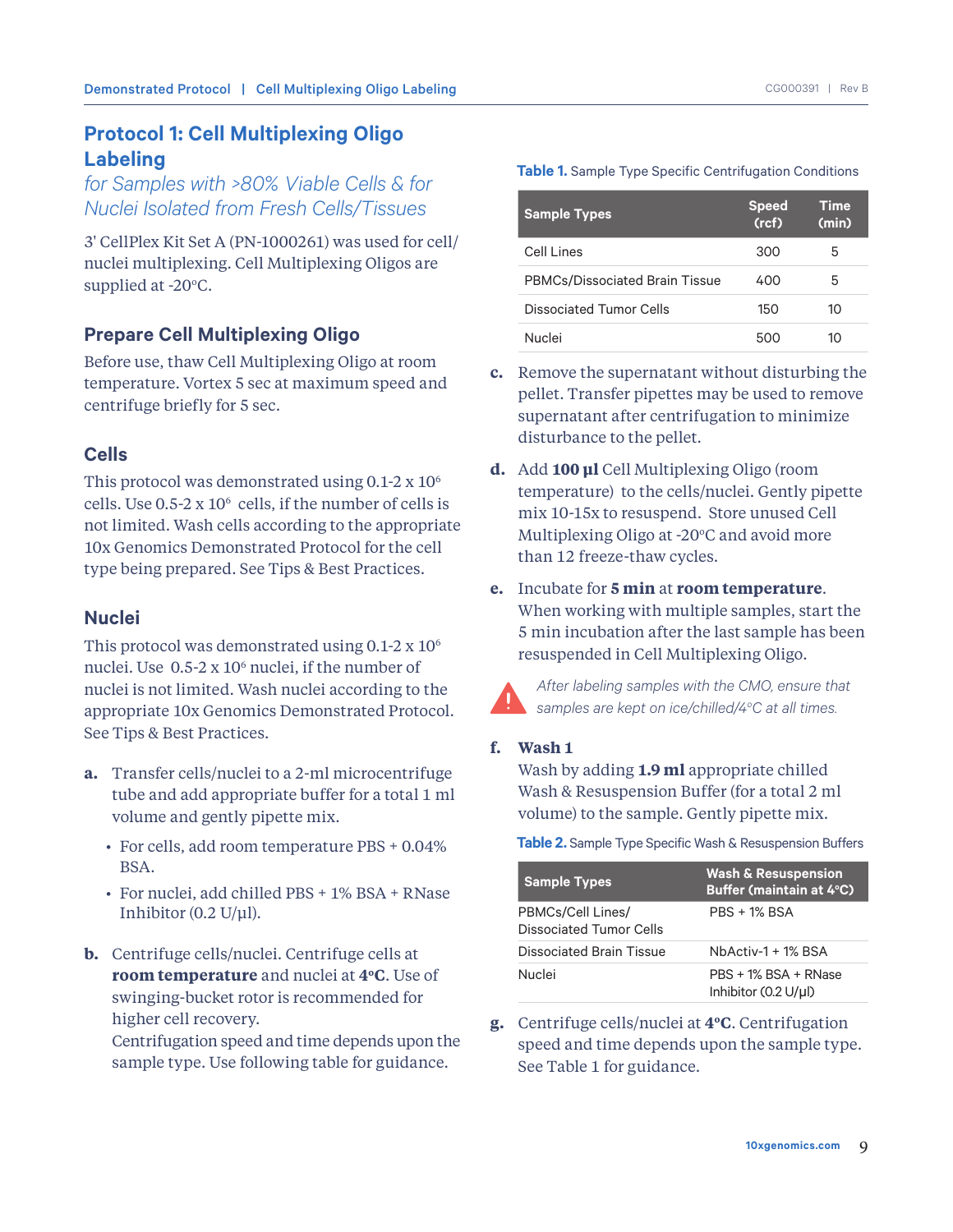# Protocol 1: Cell Multiplexing Oligo Labeling

*for Samples with >80% Viable Cells & for Nuclei Isolated from Fresh Cells/Tissues*

3' CellPlex Kit Set A (PN-1000261) was used for cell/nuclei multiplexing. Cell Multiplexing Oligos are supplied at -20°C.

## Prepare Cell Multiplexing Oligo

Before use, thaw Cell Multiplexing Oligo at room temperature. Vortex 5 sec at maximum speed and centrifuge briefly for 5 sec.

## Cells

This protocol was demonstrated using 0.1-2 x $10^6$ cells. Use 0.5-2 x $10^6$ cells, if the number of cells is not limited. Wash cells according to the appropriate 10x Genomics Demonstrated Protocol for the cell type being prepared. See Tips & Best Practices.

## Nuclei

This protocol was demonstrated using 0.1-2 x $10^6$ nuclei. Use 0.5-2 x $10^6$ nuclei, if the number of nuclei is not limited. Wash nuclei according to the appropriate 10x Genomics Demonstrated Protocol. See Tips & Best Practices.

**a.** Transfer cells/nuclei to a 2-ml microcentrifuge tube and add appropriate buffer for a total 1 ml volume and gently pipette mix.

- For cells, add room temperature PBS + 0.04% BSA.
- For nuclei, add chilled PBS + 1% BSA + RNase Inhibitor (0.2 U/µl).

**b.** Centrifuge cells/nuclei. Centrifuge cells at **room temperature** and nuclei at **4°C**. Use of swinging-bucket rotor is recommended for higher cell recovery.
Centrifugation speed and time depends upon the sample type. Use following table for guidance.

**Table 1.** Sample Type Specific Centrifugation Conditions

| Sample Types | Speed (rcf) | Time (min) |
|---|---|---|
| Cell Lines | 300 | 5 |
| PBMCs/Dissociated Brain Tissue | 400 | 5 |
| Dissociated Tumor Cells | 150 | 10 |
| Nuclei | 500 | 10 |

**c.** Remove the supernatant without disturbing the pellet. Transfer pipettes may be used to remove supernatant after centrifugation to minimize disturbance to the pellet.

**d.** Add **100 µl** Cell Multiplexing Oligo (room temperature) to the cells/nuclei. Gently pipette mix 10-15x to resuspend. Store unused Cell Multiplexing Oligo at -20°C and avoid more than 12 freeze-thaw cycles.

**e.** Incubate for **5 min** at **room temperature**.
When working with multiple samples, start the 5 min incubation after the last sample has been resuspended in Cell Multiplexing Oligo.

*After labeling samples with the CMO, ensure that samples are kept on ice/chilled/4°C at all times.*

**f.** **Wash 1**
Wash by adding **1.9 ml** appropriate chilled Wash & Resuspension Buffer (for a total 2 ml volume) to the sample. Gently pipette mix.

**Table 2.** Sample Type Specific Wash & Resuspension Buffers

| Sample Types | Wash & Resuspension Buffer (maintain at 4°C) |
|---|---|
| PBMCs/Cell Lines/ Dissociated Tumor Cells | PBS + 1% BSA |
| Dissociated Brain Tissue | NbActiv-1 + 1% BSA |
| Nuclei | PBS + 1% BSA + RNase Inhibitor (0.2 U/µl) |

**g.** Centrifuge cells/nuclei at **4°C**. Centrifugation speed and time depends upon the sample type. See Table 1 for guidance.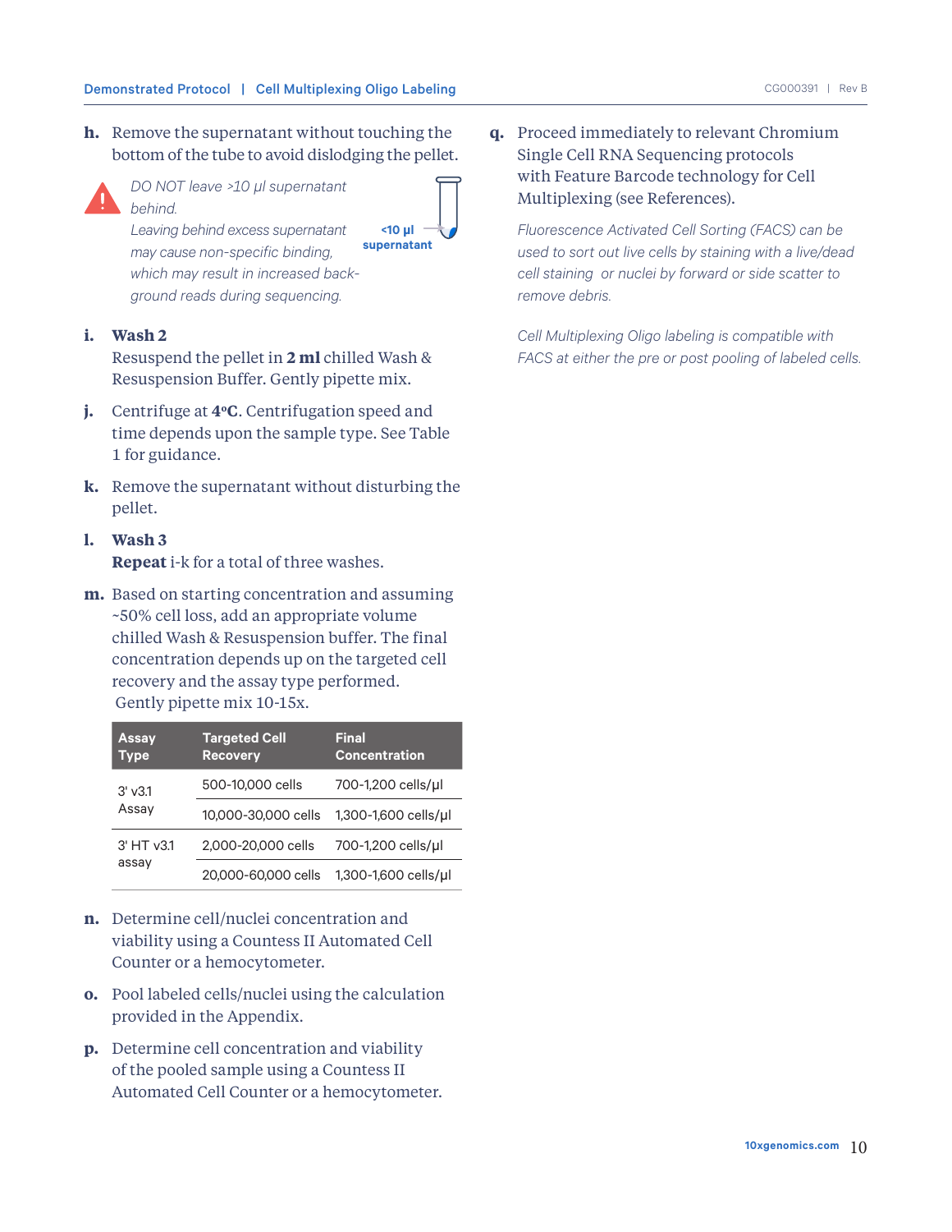**h.** Remove the supernatant without touching the bottom of the tube to avoid dislodging the pellet.

*DO NOT leave >10 µl supernatant behind.*
*Leaving behind excess supernatant may cause non-specific binding, which may result in increased background reads during sequencing.*

<10 µl supernatant

**i. Wash 2**
Resuspend the pellet in **2 ml** chilled Wash & Resuspension Buffer. Gently pipette mix.

**j.** Centrifuge at **4ºC**. Centrifugation speed and time depends upon the sample type. See Table 1 for guidance.

**k.** Remove the supernatant without disturbing the pellet.

**l. Wash 3**
**Repeat** i-k for a total of three washes.

**m.** Based on starting concentration and assuming ~50% cell loss, add an appropriate volume chilled Wash & Resuspension buffer. The final concentration depends up on the targeted cell recovery and the assay type performed.
Gently pipette mix 10-15x.

| Assay Type | Targeted Cell Recovery | Final Concentration |
|---|---|---|
| 3' v3.1 Assay | 500-10,000 cells | 700-1,200 cells/µl |
| | 10,000-30,000 cells | 1,300-1,600 cells/µl |
| 3' HT v3.1 assay | 2,000-20,000 cells | 700-1,200 cells/µl |
| | 20,000-60,000 cells | 1,300-1,600 cells/µl |

**n.** Determine cell/nuclei concentration and viability using a Countess II Automated Cell Counter or a hemocytometer.

**o.** Pool labeled cells/nuclei using the calculation provided in the Appendix.

**p.** Determine cell concentration and viability of the pooled sample using a Countess II Automated Cell Counter or a hemocytometer.

**q.** Proceed immediately to relevant Chromium Single Cell RNA Sequencing protocols with Feature Barcode technology for Cell Multiplexing (see References).

*Fluorescence Activated Cell Sorting (FACS) can be used to sort out live cells by staining with a live/dead cell staining or nuclei by forward or side scatter to remove debris.*

*Cell Multiplexing Oligo labeling is compatible with FACS at either the pre or post pooling of labeled cells.*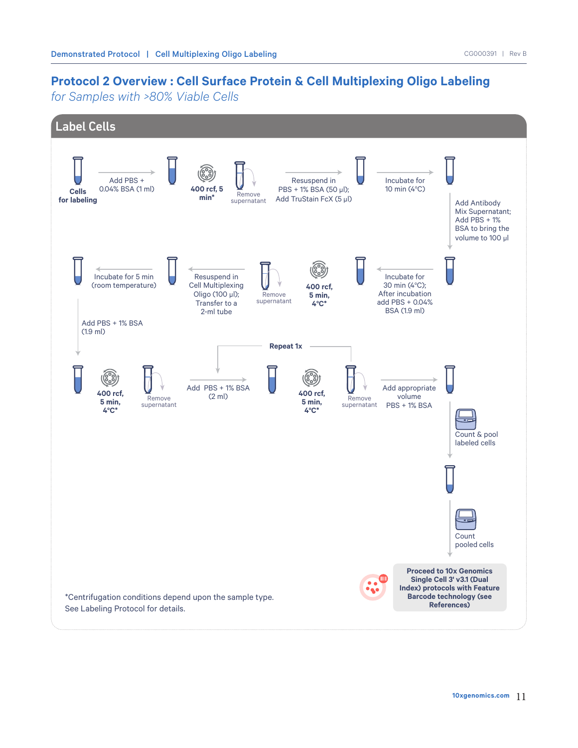# Protocol 2 Overview : Cell Surface Protein & Cell Multiplexing Oligo Labeling

*for Samples with >80% Viable Cells*

## Label Cells

**Cells for labeling**

Add PBS + 0.04% BSA (1 ml)

**400 rcf, 5 min***

Remove supernatant

Resuspend in PBS + 1% BSA (50 µl); Add TruStain FcX (5 µl)

Incubate for 10 min (4°C)

Add Antibody Mix Supernatant; Add PBS + 1% BSA to bring the volume to 100 µl

Incubate for 30 min (4°C); After incubation add PBS + 0.04% BSA (1.9 ml)

**400 rcf, 5 min, 4°C***

Remove supernatant

Resuspend in Cell Multiplexing Oligo (100 µl); Transfer to a 2-ml tube

Incubate for 5 min (room temperature)

Add PBS + 1% BSA (1.9 ml)

**400 rcf, 5 min, 4°C***

Remove supernatant

**Repeat 1x**

Add PBS + 1% BSA (2 ml)

**400 rcf, 5 min, 4°C***

Remove supernatant

Add appropriate volume PBS + 1% BSA

Count & pool labeled cells

Count pooled cells

**Proceed to 10x Genomics Single Cell 3' v3.1 (Dual Index) protocols with Feature Barcode technology (see References)**

*Centrifugation conditions depend upon the sample type. See Labeling Protocol for details.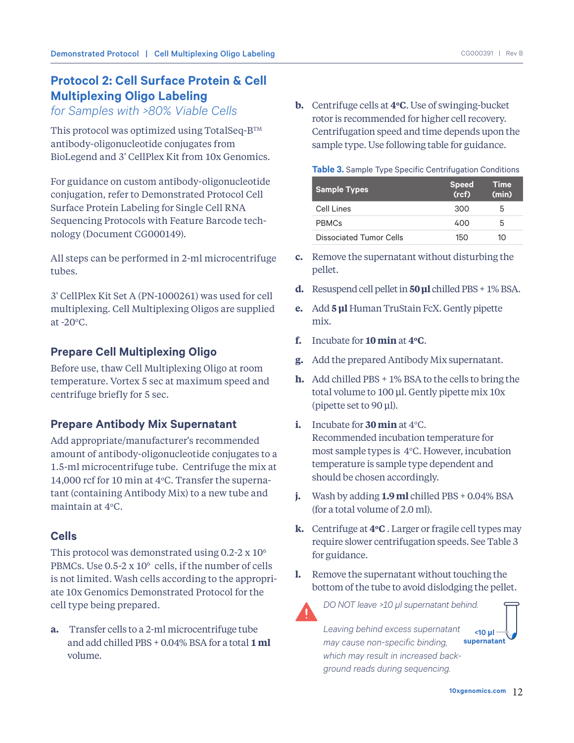## Protocol 2: Cell Surface Protein & Cell Multiplexing Oligo Labeling

*for Samples with >80% Viable Cells*

This protocol was optimized using TotalSeq-B™ antibody-oligonucleotide conjugates from BioLegend and 3' CellPlex Kit from 10x Genomics.

For guidance on custom antibody-oligonucleotide conjugation, refer to Demonstrated Protocol Cell Surface Protein Labeling for Single Cell RNA Sequencing Protocols with Feature Barcode technology (Document CG000149).

All steps can be performed in 2-ml microcentrifuge tubes.

3' CellPlex Kit Set A (PN-1000261) was used for cell multiplexing. Cell Multiplexing Oligos are supplied at -20°C.

### Prepare Cell Multiplexing Oligo

Before use, thaw Cell Multiplexing Oligo at room temperature. Vortex 5 sec at maximum speed and centrifuge briefly for 5 sec.

### Prepare Antibody Mix Supernatant

Add appropriate/manufacturer's recommended amount of antibody-oligonucleotide conjugates to a 1.5-ml microcentrifuge tube. Centrifuge the mix at 14,000 rcf for 10 min at 4°C. Transfer the supernatant (containing Antibody Mix) to a new tube and maintain at 4°C.

### Cells

This protocol was demonstrated using 0.2-2 x $10^6$ PBMCs. Use 0.5-2 x $10^6$ cells, if the number of cells is not limited. Wash cells according to the appropriate 10x Genomics Demonstrated Protocol for the cell type being prepared.

**a.** Transfer cells to a 2-ml microcentrifuge tube and add chilled PBS + 0.04% BSA for a total **1 ml** volume.

**b.** Centrifuge cells at **4°C**. Use of swinging-bucket rotor is recommended for higher cell recovery. Centrifugation speed and time depends upon the sample type. Use following table for guidance.

**Table 3.** Sample Type Specific Centrifugation Conditions

| Sample Types | Speed (rcf) | Time (min) |
|---|---|---|
| Cell Lines | 300 | 5 |
| PBMCs | 400 | 5 |
| Dissociated Tumor Cells | 150 | 10 |

**c.** Remove the supernatant without disturbing the pellet.

**d.** Resuspend cell pellet in **50 µl** chilled PBS + 1% BSA.

**e.** Add **5 µl** Human TruStain FcX. Gently pipette mix.

**f.** Incubate for **10 min** at **4°C**.

**g.** Add the prepared Antibody Mix supernatant.

**h.** Add chilled PBS + 1% BSA to the cells to bring the total volume to 100 µl. Gently pipette mix 10x (pipette set to 90 µl).

**i.** Incubate for **30 min** at 4°C. Recommended incubation temperature for most sample types is 4°C. However, incubation temperature is sample type dependent and should be chosen accordingly.

**j.** Wash by adding **1.9 ml** chilled PBS + 0.04% BSA (for a total volume of 2.0 ml).

**k.** Centrifuge at **4°C** . Larger or fragile cell types may require slower centrifugation speeds. See Table 3 for guidance.

**l.** Remove the supernatant without touching the bottom of the tube to avoid dislodging the pellet.

*DO NOT leave >10 µl supernatant behind.*

*Leaving behind excess supernatant may cause non-specific binding, which may result in increased background reads during sequencing.*

<10 µl supernatant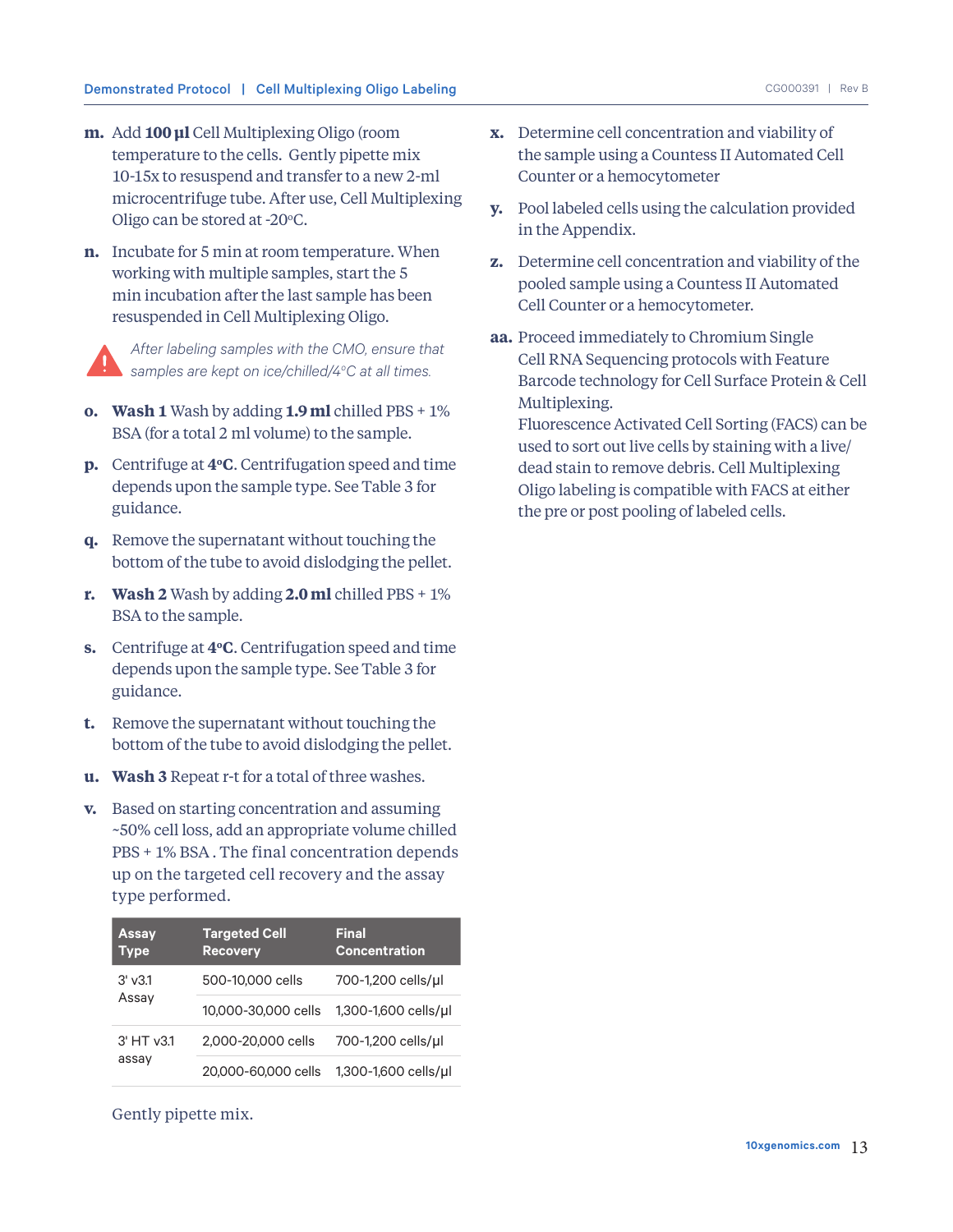**m.** Add **100 µl** Cell Multiplexing Oligo (room temperature to the cells. Gently pipette mix 10-15x to resuspend and transfer to a new 2-ml microcentrifuge tube. After use, Cell Multiplexing Oligo can be stored at -20ºC.

**n.** Incubate for 5 min at room temperature. When working with multiple samples, start the 5 min incubation after the last sample has been resuspended in Cell Multiplexing Oligo.

*After labeling samples with the CMO, ensure that samples are kept on ice/chilled/4°C at all times.*

**o.** **Wash 1** Wash by adding **1.9 ml** chilled PBS + 1% BSA (for a total 2 ml volume) to the sample.

**p.** Centrifuge at **4ºC**. Centrifugation speed and time depends upon the sample type. See Table 3 for guidance.

**q.** Remove the supernatant without touching the bottom of the tube to avoid dislodging the pellet.

**r.** **Wash 2** Wash by adding **2.0 ml** chilled PBS + 1% BSA to the sample.

**s.** Centrifuge at **4ºC**. Centrifugation speed and time depends upon the sample type. See Table 3 for guidance.

**t.** Remove the supernatant without touching the bottom of the tube to avoid dislodging the pellet.

**u.** **Wash 3** Repeat r-t for a total of three washes.

**v.** Based on starting concentration and assuming ~50% cell loss, add an appropriate volume chilled PBS + 1% BSA . The final concentration depends up on the targeted cell recovery and the assay type performed.

| Assay Type | Targeted Cell Recovery | Final Concentration |
|---|---|---|
| 3' v3.1 Assay | 500-10,000 cells | 700-1,200 cells/µl |
| | 10,000-30,000 cells | 1,300-1,600 cells/µl |
| 3' HT v3.1 assay | 2,000-20,000 cells | 700-1,200 cells/µl |
| | 20,000-60,000 cells | 1,300-1,600 cells/µl |

Gently pipette mix.

**x.** Determine cell concentration and viability of the sample using a Countess II Automated Cell Counter or a hemocytometer

**y.** Pool labeled cells using the calculation provided in the Appendix.

**z.** Determine cell concentration and viability of the pooled sample using a Countess II Automated Cell Counter or a hemocytometer.

**aa.** Proceed immediately to Chromium Single Cell RNA Sequencing protocols with Feature Barcode technology for Cell Surface Protein & Cell Multiplexing.

Fluorescence Activated Cell Sorting (FACS) can be used to sort out live cells by staining with a live/dead stain to remove debris. Cell Multiplexing Oligo labeling is compatible with FACS at either the pre or post pooling of labeled cells.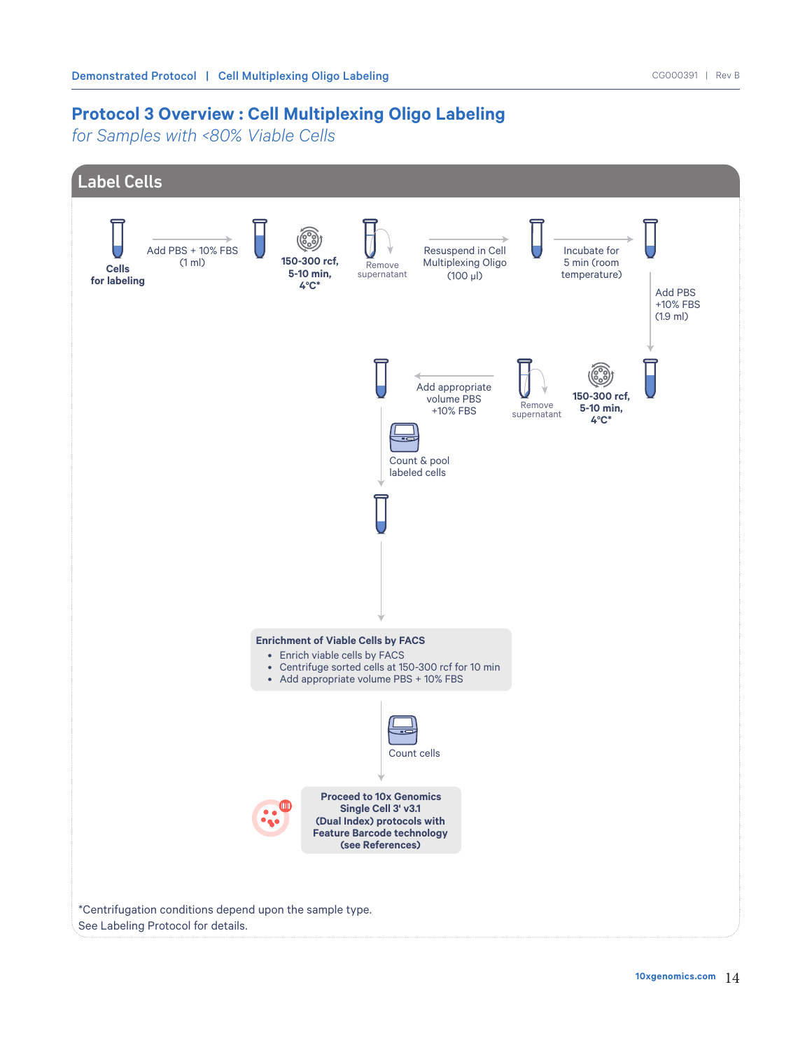# Protocol 3 Overview : Cell Multiplexing Oligo Labeling

*for Samples with <80% Viable Cells*

## Label Cells

**Cells for labeling**

Add PBS + 10% FBS (1 ml)

**150-300 rcf, 5-10 min, 4°C***

Remove supernatant

Resuspend in Cell Multiplexing Oligo (100 µl)

Incubate for 5 min (room temperature)

Add PBS +10% FBS (1.9 ml)

**150-300 rcf, 5-10 min, 4°C***

Remove supernatant

Add appropriate volume PBS +10% FBS

Count & pool labeled cells

**Enrichment of Viable Cells by FACS**

- Enrich viable cells by FACS
- Centrifuge sorted cells at 150-300 rcf for 10 min
- Add appropriate volume PBS + 10% FBS

Count cells

**Proceed to 10x Genomics Single Cell 3' v3.1 (Dual Index) protocols with Feature Barcode technology (see References)**

*Centrifugation conditions depend upon the sample type. See Labeling Protocol for details.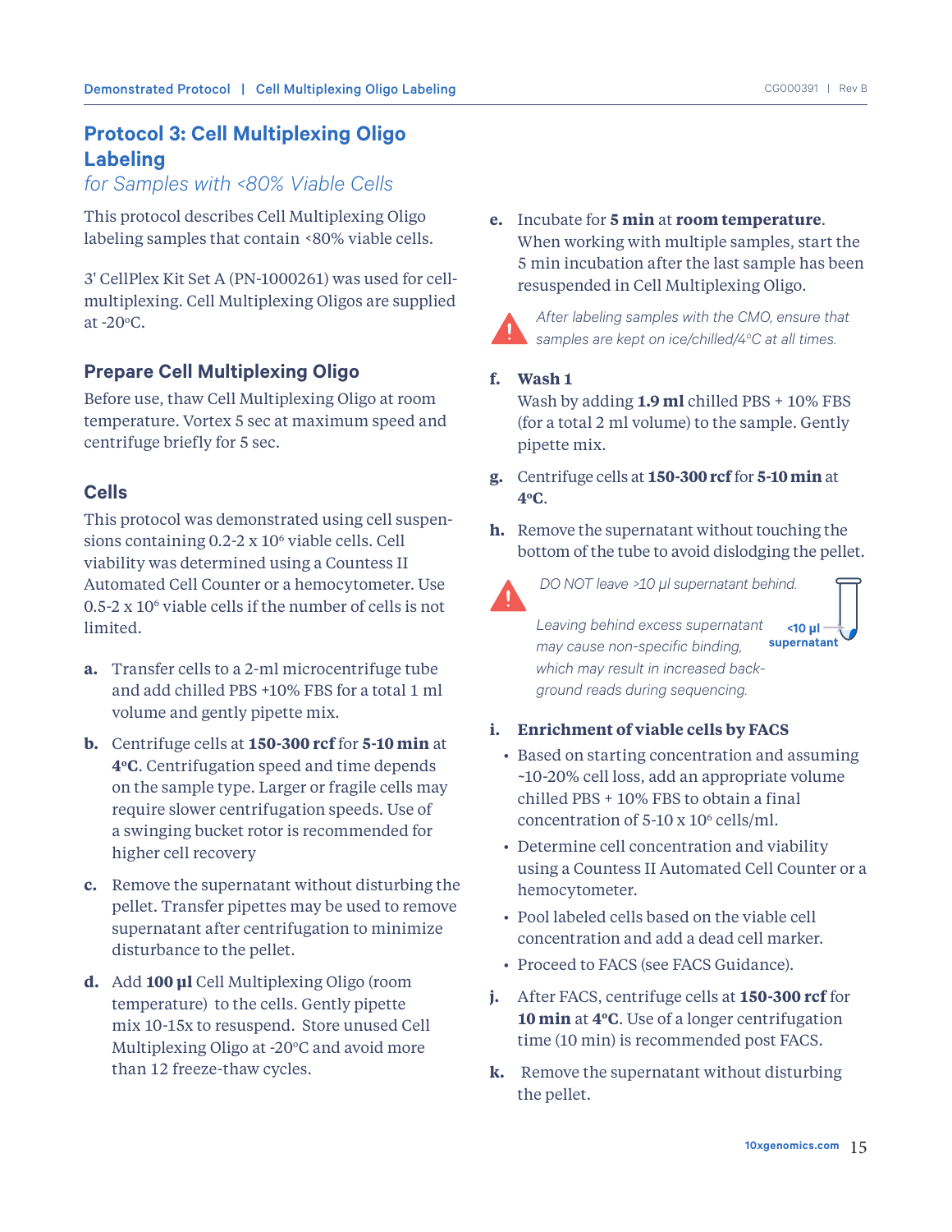# Protocol 3: Cell Multiplexing Oligo Labeling

*for Samples with <80% Viable Cells*

This protocol describes Cell Multiplexing Oligo labeling samples that contain <80% viable cells.

3' CellPlex Kit Set A (PN-1000261) was used for cell-multiplexing. Cell Multiplexing Oligos are supplied at -20°C.

## Prepare Cell Multiplexing Oligo

Before use, thaw Cell Multiplexing Oligo at room temperature. Vortex 5 sec at maximum speed and centrifuge briefly for 5 sec.

## Cells

This protocol was demonstrated using cell suspensions containing 0.2-2 x $10^6$ viable cells. Cell viability was determined using a Countess II Automated Cell Counter or a hemocytometer. Use 0.5-2 x $10^6$ viable cells if the number of cells is not limited.

**a.** Transfer cells to a 2-ml microcentrifuge tube and add chilled PBS +10% FBS for a total 1 ml volume and gently pipette mix.

**b.** Centrifuge cells at **150-300 rcf** for **5-10 min** at **4°C**. Centrifugation speed and time depends on the sample type. Larger or fragile cells may require slower centrifugation speeds. Use of a swinging bucket rotor is recommended for higher cell recovery

**c.** Remove the supernatant without disturbing the pellet. Transfer pipettes may be used to remove supernatant after centrifugation to minimize disturbance to the pellet.

**d.** Add **100 µl** Cell Multiplexing Oligo (room temperature) to the cells. Gently pipette mix 10-15x to resuspend. Store unused Cell Multiplexing Oligo at -20°C and avoid more than 12 freeze-thaw cycles.

**e.** Incubate for **5 min** at **room temperature**. When working with multiple samples, start the 5 min incubation after the last sample has been resuspended in Cell Multiplexing Oligo.

> *After labeling samples with the CMO, ensure that samples are kept on ice/chilled/4°C at all times.*

**f.** **Wash 1**
Wash by adding **1.9 ml** chilled PBS + 10% FBS (for a total 2 ml volume) to the sample. Gently pipette mix.

**g.** Centrifuge cells at **150-300 rcf** for **5-10 min** at **4°C**.

**h.** Remove the supernatant without touching the bottom of the tube to avoid dislodging the pellet.

> *DO NOT leave >10 µl supernatant behind.*
>
> *Leaving behind excess supernatant may cause non-specific binding, which may result in increased background reads during sequencing.*
>
> <10 µl supernatant

**i.** **Enrichment of viable cells by FACS**

- Based on starting concentration and assuming ~10-20% cell loss, add an appropriate volume chilled PBS + 10% FBS to obtain a final concentration of 5-10 x $10^6$ cells/ml.
- Determine cell concentration and viability using a Countess II Automated Cell Counter or a hemocytometer.
- Pool labeled cells based on the viable cell concentration and add a dead cell marker.
- Proceed to FACS (see FACS Guidance).

**j.** After FACS, centrifuge cells at **150-300 rcf** for **10 min** at **4°C**. Use of a longer centrifugation time (10 min) is recommended post FACS.

**k.** Remove the supernatant without disturbing the pellet.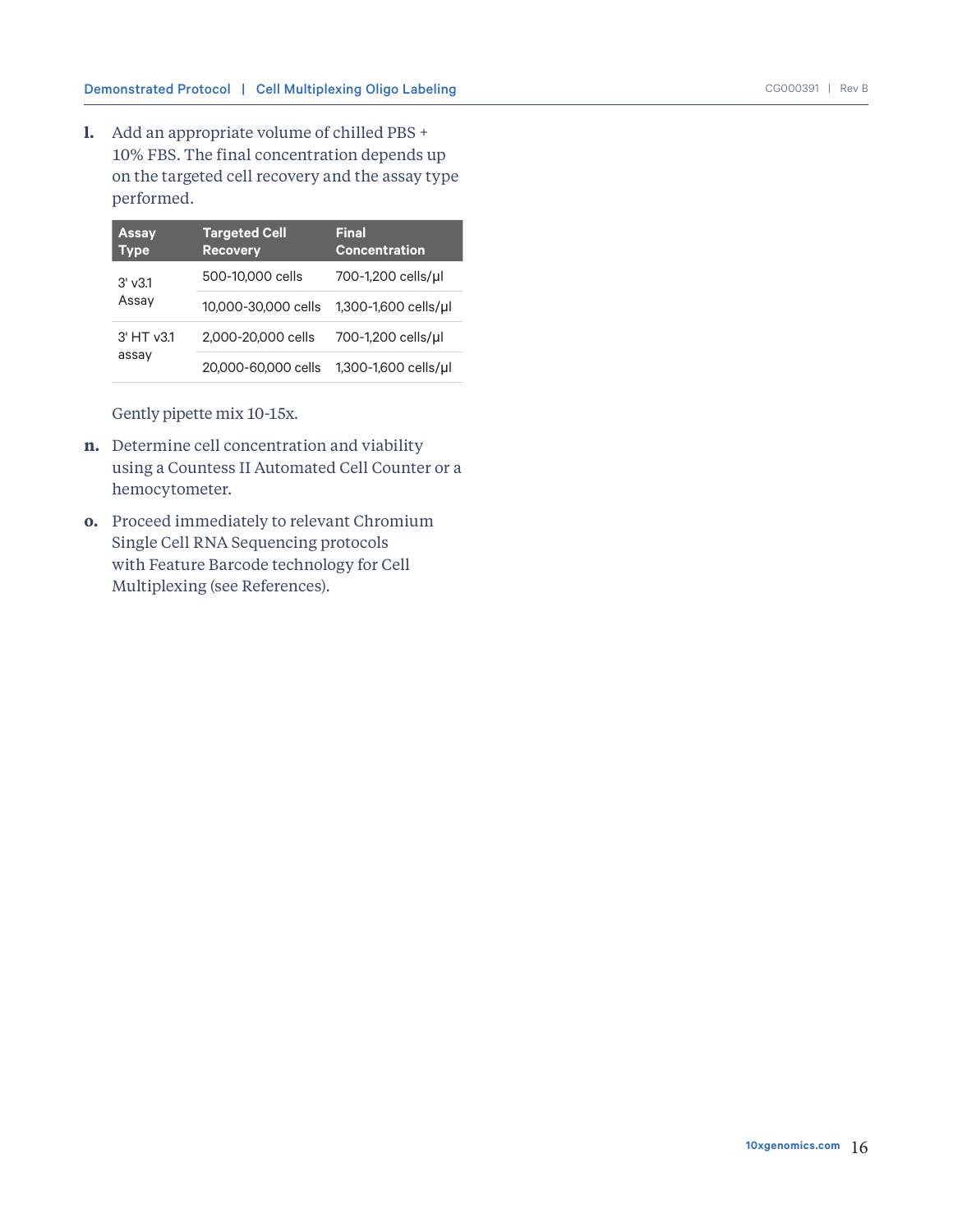**l.** Add an appropriate volume of chilled PBS + 10% FBS. The final concentration depends up on the targeted cell recovery and the assay type performed.

| Assay Type | Targeted Cell Recovery | Final Concentration |
|---|---|---|
| 3' v3.1 Assay | 500-10,000 cells | 700-1,200 cells/µl |
| | 10,000-30,000 cells | 1,300-1,600 cells/µl |
| 3' HT v3.1 assay | 2,000-20,000 cells | 700-1,200 cells/µl |
| | 20,000-60,000 cells | 1,300-1,600 cells/µl |

Gently pipette mix 10-15x.

**n.** Determine cell concentration and viability using a Countess II Automated Cell Counter or a hemocytometer.

**o.** Proceed immediately to relevant Chromium Single Cell RNA Sequencing protocols with Feature Barcode technology for Cell Multiplexing (see References).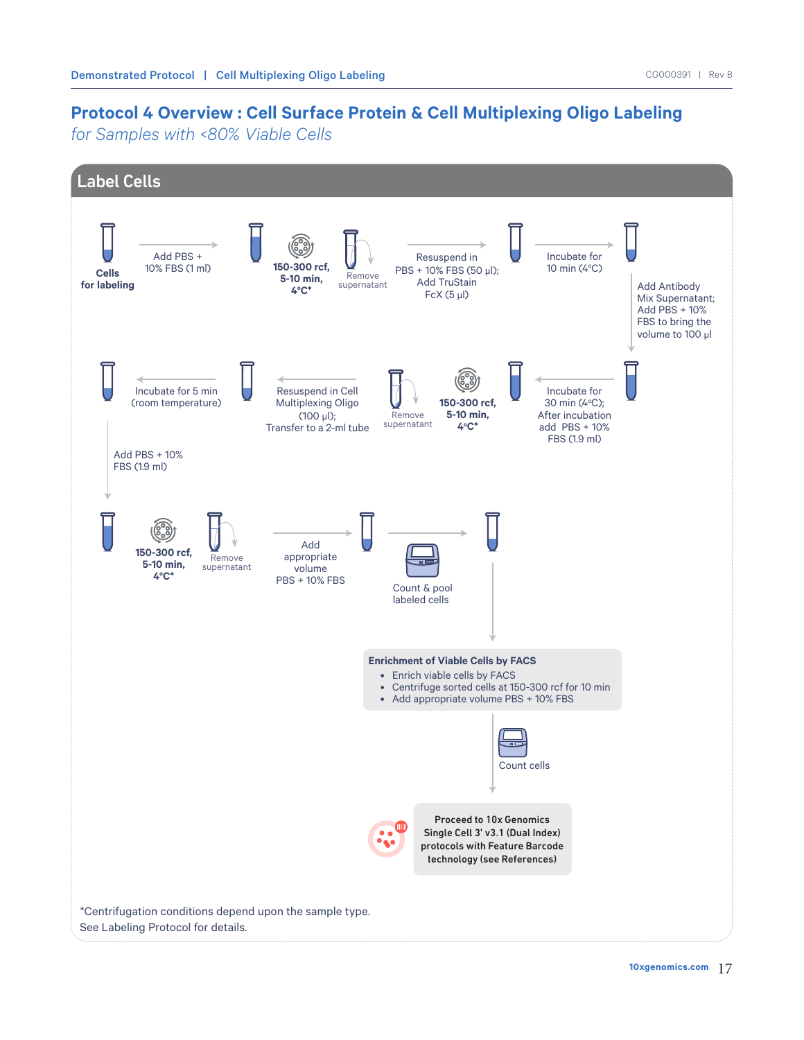# Protocol 4 Overview : Cell Surface Protein & Cell Multiplexing Oligo Labeling

*for Samples with <80% Viable Cells*

## Label Cells

**Cells for labeling**

Add PBS + 10% FBS (1 ml)

**150-300 rcf, 5-10 min, 4°C***

Remove supernatant

Resuspend in PBS + 10% FBS (50 µl); Add TruStain FcX (5 µl)

Incubate for 10 min (4°C)

Add Antibody Mix Supernatant; Add PBS + 10% FBS to bring the volume to 100 µl

Incubate for 30 min (4°C); After incubation add PBS + 10% FBS (1.9 ml)

**150-300 rcf, 5-10 min, 4°C***

Remove supernatant

Resuspend in Cell Multiplexing Oligo (100 µl); Transfer to a 2-ml tube

Incubate for 5 min (room temperature)

Add PBS + 10% FBS (1.9 ml)

**150-300 rcf, 5-10 min, 4°C***

Remove supernatant

Add appropriate volume PBS + 10% FBS

Count & pool labeled cells

**Enrichment of Viable Cells by FACS**

- Enrich viable cells by FACS
- Centrifuge sorted cells at 150-300 rcf for 10 min
- Add appropriate volume PBS + 10% FBS

Count cells

**Proceed to 10x Genomics Single Cell 3' v3.1 (Dual Index) protocols with Feature Barcode technology (see References)**

*Centrifugation conditions depend upon the sample type. See Labeling Protocol for details.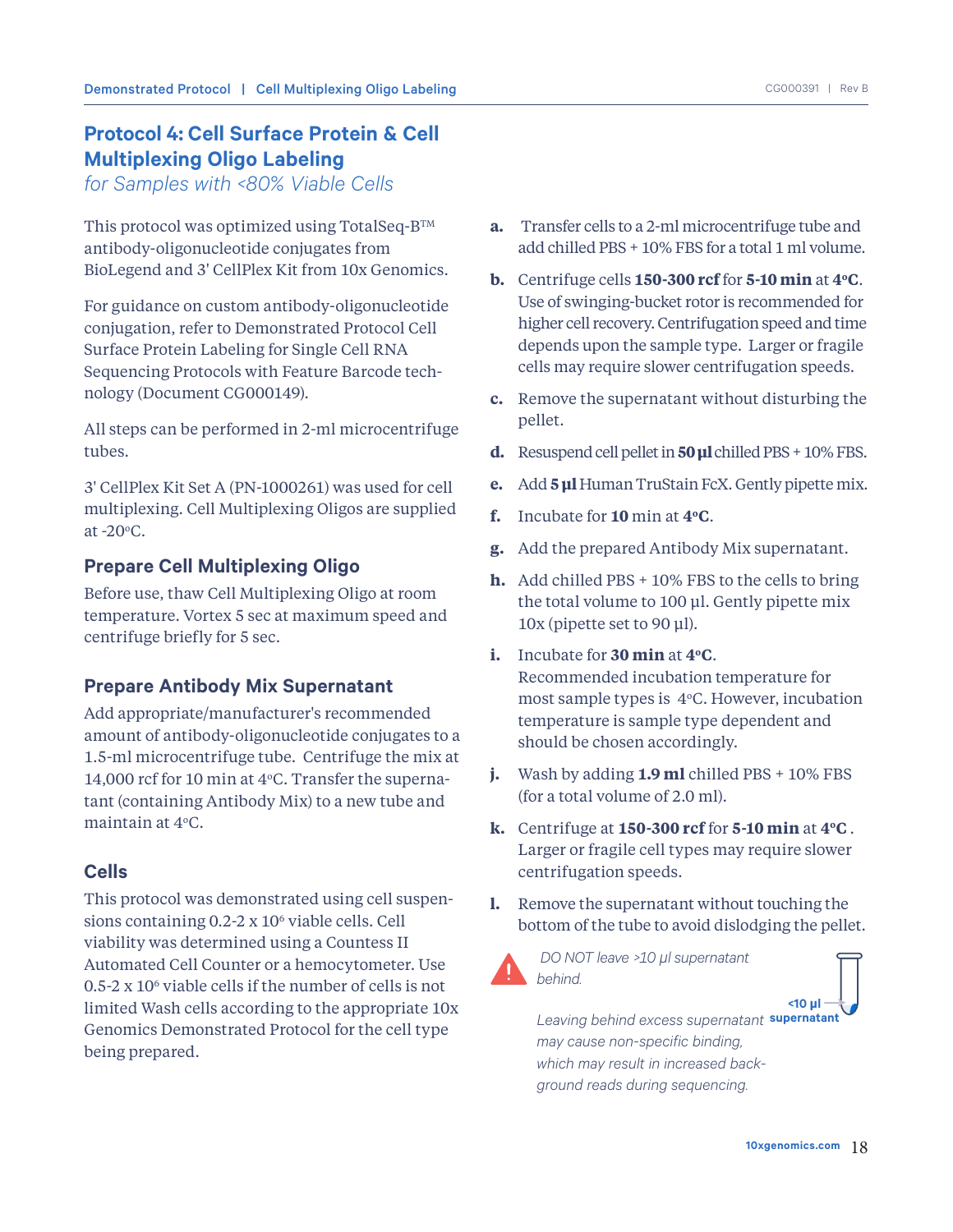## Protocol 4: Cell Surface Protein & Cell Multiplexing Oligo Labeling

*for Samples with <80% Viable Cells*

This protocol was optimized using TotalSeq-B™ antibody-oligonucleotide conjugates from BioLegend and 3' CellPlex Kit from 10x Genomics.

For guidance on custom antibody-oligonucleotide conjugation, refer to Demonstrated Protocol Cell Surface Protein Labeling for Single Cell RNA Sequencing Protocols with Feature Barcode technology (Document CG000149).

All steps can be performed in 2-ml microcentrifuge tubes.

3' CellPlex Kit Set A (PN-1000261) was used for cell multiplexing. Cell Multiplexing Oligos are supplied at -20°C.

### Prepare Cell Multiplexing Oligo

Before use, thaw Cell Multiplexing Oligo at room temperature. Vortex 5 sec at maximum speed and centrifuge briefly for 5 sec.

### Prepare Antibody Mix Supernatant

Add appropriate/manufacturer's recommended amount of antibody-oligonucleotide conjugates to a 1.5-ml microcentrifuge tube. Centrifuge the mix at 14,000 rcf for 10 min at 4°C. Transfer the supernatant (containing Antibody Mix) to a new tube and maintain at 4°C.

### Cells

This protocol was demonstrated using cell suspensions containing 0.2-2 x 10⁶ viable cells. Cell viability was determined using a Countess II Automated Cell Counter or a hemocytometer. Use 0.5-2 x 10⁶ viable cells if the number of cells is not limited Wash cells according to the appropriate 10x Genomics Demonstrated Protocol for the cell type being prepared.

**a.** Transfer cells to a 2-ml microcentrifuge tube and add chilled PBS + 10% FBS for a total 1 ml volume.

**b.** Centrifuge cells **150-300 rcf** for **5-10 min** at **4°C**. Use of swinging-bucket rotor is recommended for higher cell recovery. Centrifugation speed and time depends upon the sample type. Larger or fragile cells may require slower centrifugation speeds.

**c.** Remove the supernatant without disturbing the pellet.

**d.** Resuspend cell pellet in **50 µl** chilled PBS + 10% FBS.

**e.** Add **5 µl** Human TruStain FcX. Gently pipette mix.

**f.** Incubate for **10** min at **4°C**.

**g.** Add the prepared Antibody Mix supernatant.

**h.** Add chilled PBS + 10% FBS to the cells to bring the total volume to 100 µl. Gently pipette mix 10x (pipette set to 90 µl).

**i.** Incubate for **30 min** at **4°C**. Recommended incubation temperature for most sample types is 4°C. However, incubation temperature is sample type dependent and should be chosen accordingly.

**j.** Wash by adding **1.9 ml** chilled PBS + 10% FBS (for a total volume of 2.0 ml).

**k.** Centrifuge at **150-300 rcf** for **5-10 min** at **4°C** . Larger or fragile cell types may require slower centrifugation speeds.

**l.** Remove the supernatant without touching the bottom of the tube to avoid dislodging the pellet.

*DO NOT leave >10 µl supernatant behind.*

*Leaving behind excess supernatant may cause non-specific binding, which may result in increased background reads during sequencing.*

<10 µl supernatant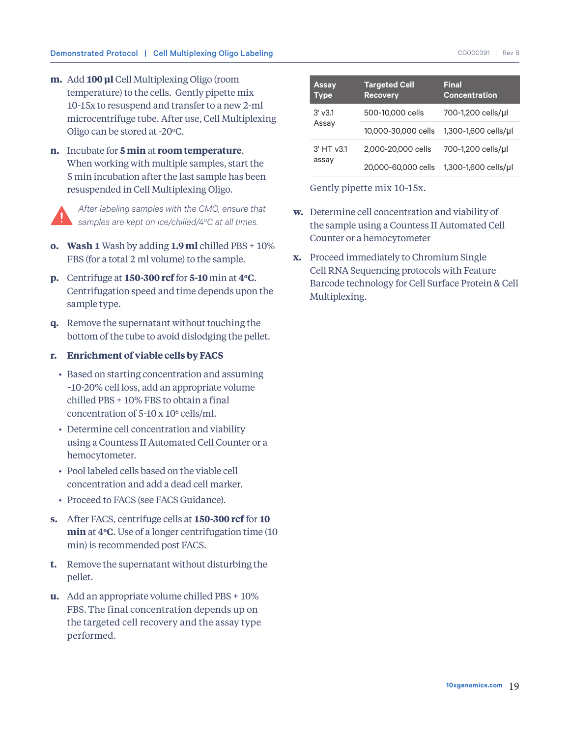**m.** Add **100 µl** Cell Multiplexing Oligo (room temperature) to the cells. Gently pipette mix 10-15x to resuspend and transfer to a new 2-ml microcentrifuge tube. After use, Cell Multiplexing Oligo can be stored at -20°C.

**n.** Incubate for **5 min** at **room temperature**. When working with multiple samples, start the 5 min incubation after the last sample has been resuspended in Cell Multiplexing Oligo.

*After labeling samples with the CMO, ensure that samples are kept on ice/chilled/4°C at all times.*

**o.** **Wash 1** Wash by adding **1.9 ml** chilled PBS + 10% FBS (for a total 2 ml volume) to the sample.

**p.** Centrifuge at **150-300 rcf** for **5-10** min at **4°C**. Centrifugation speed and time depends upon the sample type.

**q.** Remove the supernatant without touching the bottom of the tube to avoid dislodging the pellet.

**r.** **Enrichment of viable cells by FACS**

- Based on starting concentration and assuming ~10-20% cell loss, add an appropriate volume chilled PBS + 10% FBS to obtain a final concentration of 5-10 x $10^6$ cells/ml.
- Determine cell concentration and viability using a Countess II Automated Cell Counter or a hemocytometer.
- Pool labeled cells based on the viable cell concentration and add a dead cell marker.
- Proceed to FACS (see FACS Guidance).

**s.** After FACS, centrifuge cells at **150-300 rcf** for **10 min** at **4°C**. Use of a longer centrifugation time (10 min) is recommended post FACS.

**t.** Remove the supernatant without disturbing the pellet.

**u.** Add an appropriate volume chilled PBS + 10% FBS. The final concentration depends up on the targeted cell recovery and the assay type performed.

| Assay Type | Targeted Cell Recovery | Final Concentration |
|---|---|---|
| 3' v3.1 Assay | 500-10,000 cells | 700-1,200 cells/µl |
| | 10,000-30,000 cells | 1,300-1,600 cells/µl |
| 3' HT v3.1 assay | 2,000-20,000 cells | 700-1,200 cells/µl |
| | 20,000-60,000 cells | 1,300-1,600 cells/µl |

Gently pipette mix 10-15x.

**w.** Determine cell concentration and viability of the sample using a Countess II Automated Cell Counter or a hemocytometer

**x.** Proceed immediately to Chromium Single Cell RNA Sequencing protocols with Feature Barcode technology for Cell Surface Protein & Cell Multiplexing.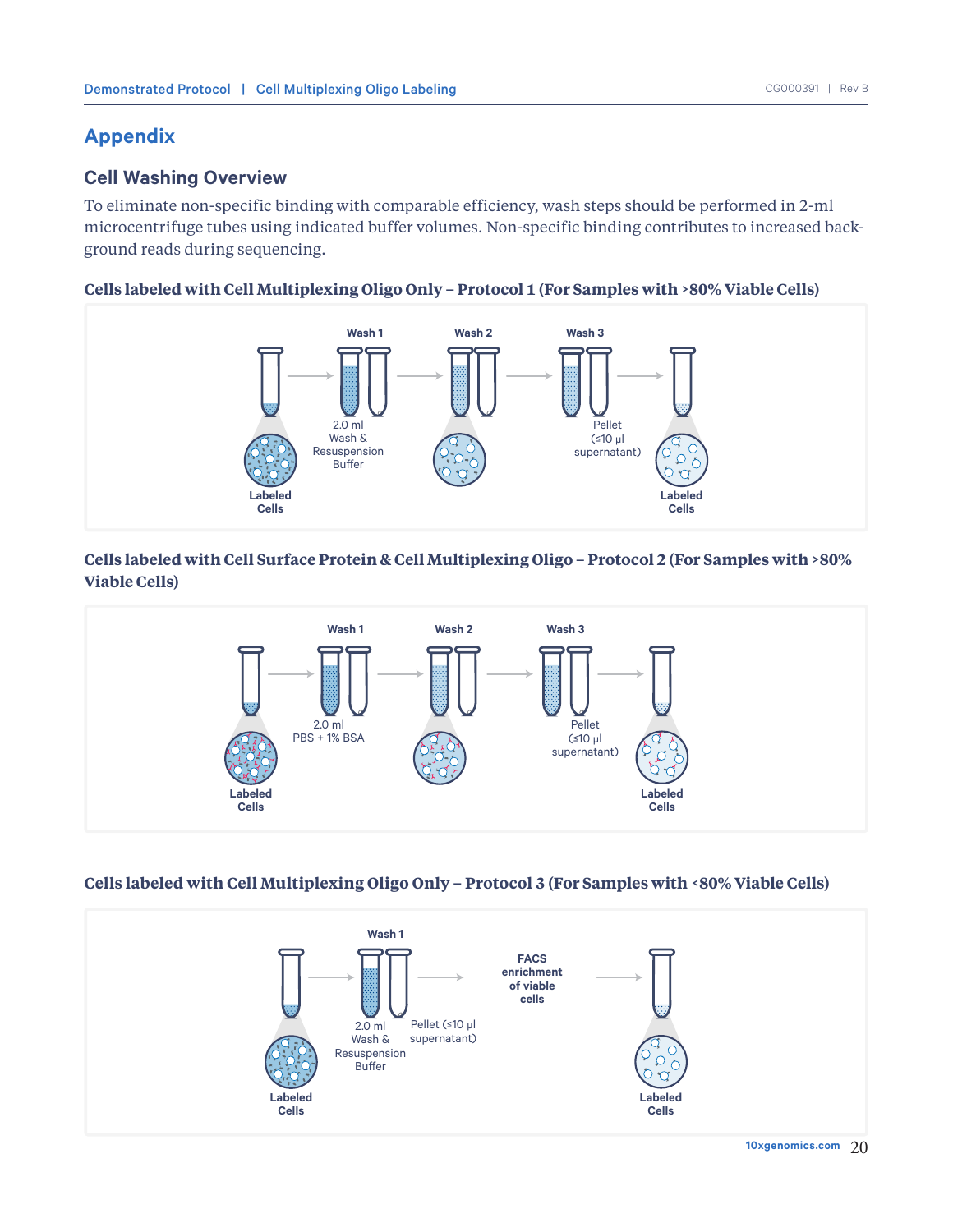# Appendix

## Cell Washing Overview

To eliminate non-specific binding with comparable efficiency, wash steps should be performed in 2-ml microcentrifuge tubes using indicated buffer volumes. Non-specific binding contributes to increased background reads during sequencing.

### Cells labeled with Cell Multiplexing Oligo Only – Protocol 1 (For Samples with >80% Viable Cells)

Labeled Cells → Wash 1 (2.0 ml Wash & Resuspension Buffer) → Wash 2 → Wash 3 (Pellet (≤10 μl supernatant)) → Labeled Cells

### Cells labeled with Cell Surface Protein & Cell Multiplexing Oligo – Protocol 2 (For Samples with >80% Viable Cells)

Labeled Cells → Wash 1 (2.0 ml PBS + 1% BSA) → Wash 2 → Wash 3 (Pellet (≤10 μl supernatant)) → Labeled Cells

### Cells labeled with Cell Multiplexing Oligo Only – Protocol 3 (For Samples with <80% Viable Cells)

Labeled Cells → Wash 1 (2.0 ml Wash & Resuspension Buffer; Pellet (≤10 μl supernatant)) → FACS enrichment of viable cells → Labeled Cells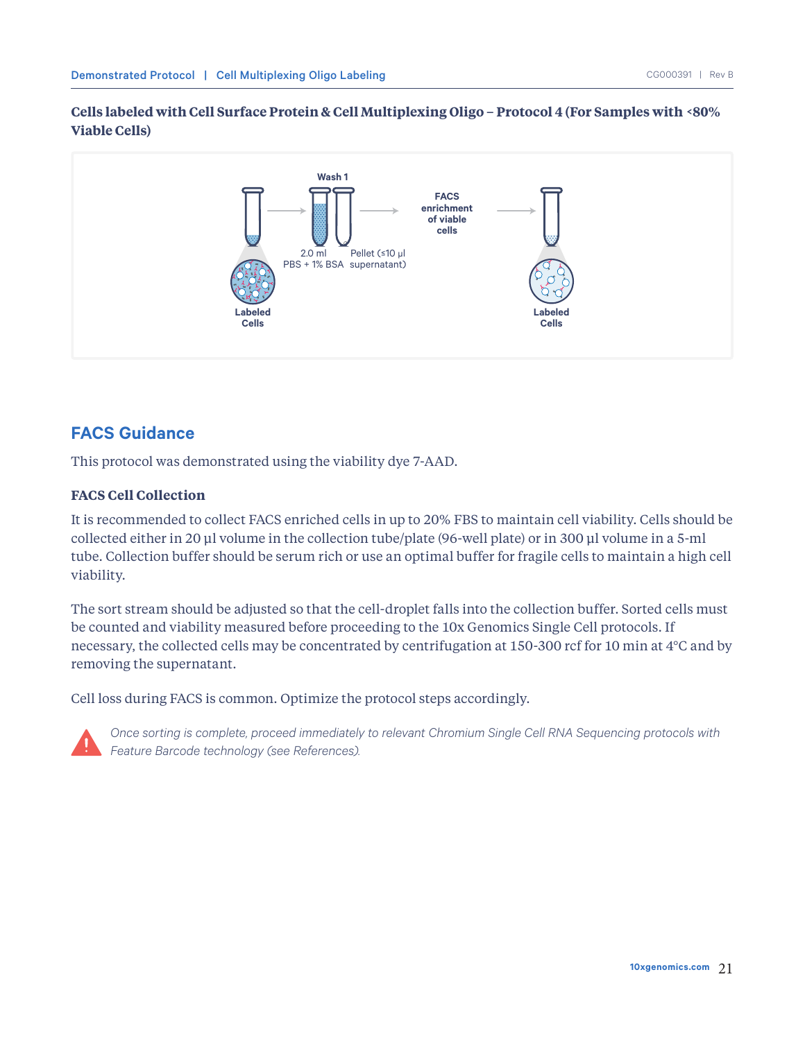**Cells labeled with Cell Surface Protein & Cell Multiplexing Oligo – Protocol 4 (For Samples with <80% Viable Cells)**

Labeled Cells → Wash 1: 2.0 ml PBS + 1% BSA → Pellet (≤10 µl supernatant) → FACS enrichment of viable cells → Labeled Cells

## FACS Guidance

This protocol was demonstrated using the viability dye 7-AAD.

### FACS Cell Collection

It is recommended to collect FACS enriched cells in up to 20% FBS to maintain cell viability. Cells should be collected either in 20 µl volume in the collection tube/plate (96-well plate) or in 300 µl volume in a 5-ml tube. Collection buffer should be serum rich or use an optimal buffer for fragile cells to maintain a high cell viability.

The sort stream should be adjusted so that the cell-droplet falls into the collection buffer. Sorted cells must be counted and viability measured before proceeding to the 10x Genomics Single Cell protocols. If necessary, the collected cells may be concentrated by centrifugation at 150-300 rcf for 10 min at 4°C and by removing the supernatant.

Cell loss during FACS is common. Optimize the protocol steps accordingly.

*Once sorting is complete, proceed immediately to relevant Chromium Single Cell RNA Sequencing protocols with Feature Barcode technology (see References).*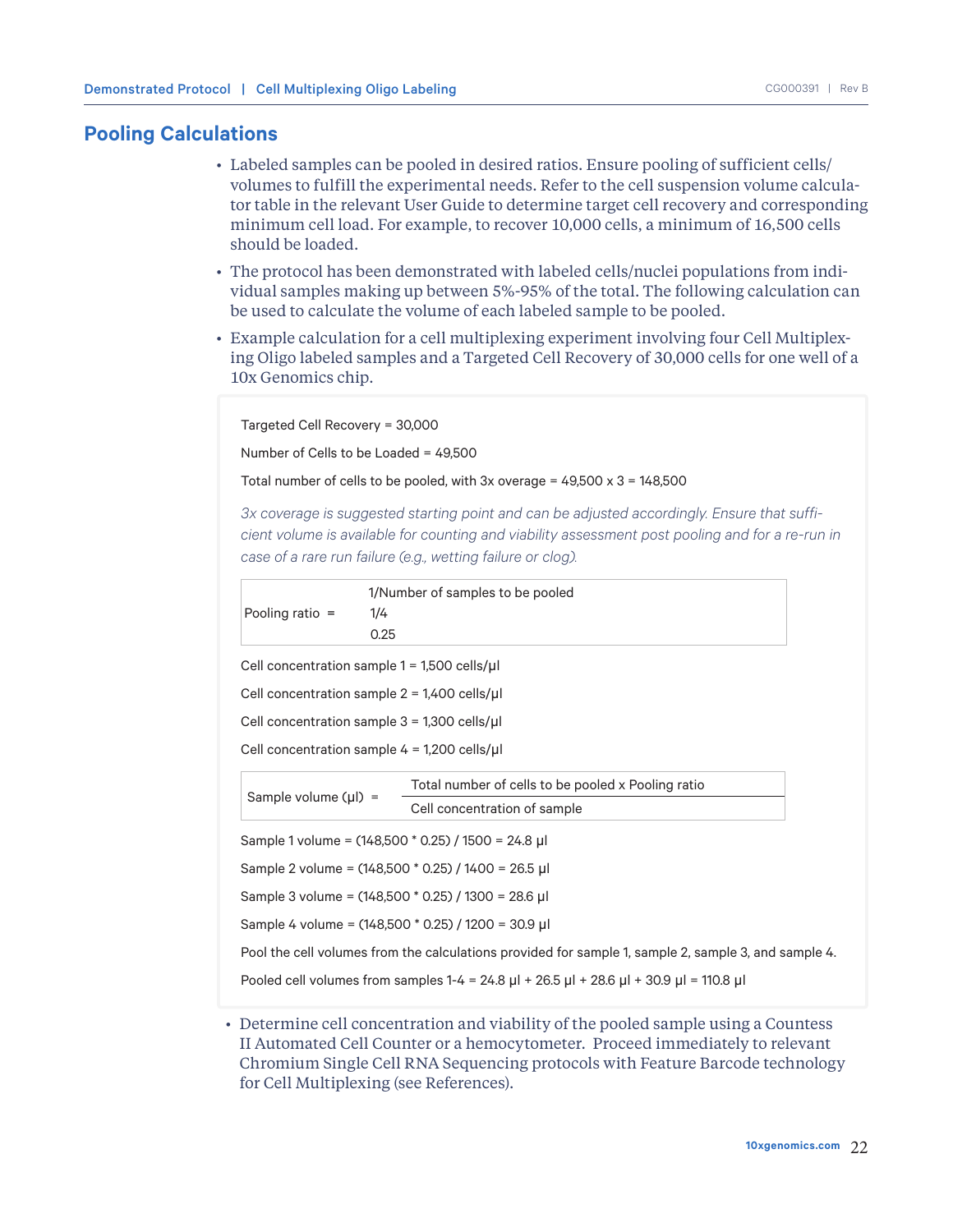## Pooling Calculations

- Labeled samples can be pooled in desired ratios. Ensure pooling of sufficient cells/volumes to fulfill the experimental needs. Refer to the cell suspension volume calculator table in the relevant User Guide to determine target cell recovery and corresponding minimum cell load. For example, to recover 10,000 cells, a minimum of 16,500 cells should be loaded.
- The protocol has been demonstrated with labeled cells/nuclei populations from individual samples making up between 5%-95% of the total. The following calculation can be used to calculate the volume of each labeled sample to be pooled.
- Example calculation for a cell multiplexing experiment involving four Cell Multiplexing Oligo labeled samples and a Targeted Cell Recovery of 30,000 cells for one well of a 10x Genomics chip.

Targeted Cell Recovery = 30,000

Number of Cells to be Loaded = 49,500

Total number of cells to be pooled, with 3x overage = 49,500 x 3 = 148,500

*3x coverage is suggested starting point and can be adjusted accordingly. Ensure that sufficient volume is available for counting and viability assessment post pooling and for a re-run in case of a rare run failure (e.g., wetting failure or clog).*

$$\text{Pooling ratio} = \frac{1}{\text{Number of samples to be pooled}} = \frac{1}{4} = 0.25$$

Cell concentration sample 1 = 1,500 cells/µl

Cell concentration sample 2 = 1,400 cells/µl

Cell concentration sample 3 = 1,300 cells/µl

Cell concentration sample 4 = 1,200 cells/µl

$$\text{Sample volume (µl)} = \frac{\text{Total number of cells to be pooled} \times \text{Pooling ratio}}{\text{Cell concentration of sample}}$$

Sample 1 volume = (148,500 * 0.25) / 1500 = 24.8 µl

Sample 2 volume = (148,500 * 0.25) / 1400 = 26.5 µl

Sample 3 volume = (148,500 * 0.25) / 1300 = 28.6 µl

Sample 4 volume = (148,500 * 0.25) / 1200 = 30.9 µl

Pool the cell volumes from the calculations provided for sample 1, sample 2, sample 3, and sample 4.

Pooled cell volumes from samples 1-4 = 24.8 µl + 26.5 µl + 28.6 µl + 30.9 µl = 110.8 µl

- Determine cell concentration and viability of the pooled sample using a Countess II Automated Cell Counter or a hemocytometer. Proceed immediately to relevant Chromium Single Cell RNA Sequencing protocols with Feature Barcode technology for Cell Multiplexing (see References).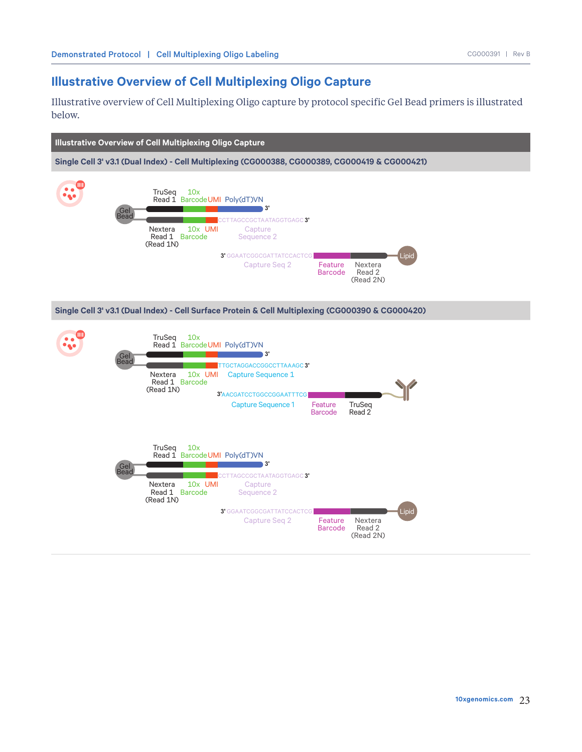# Illustrative Overview of Cell Multiplexing Oligo Capture

Illustrative overview of Cell Multiplexing Oligo capture by protocol specific Gel Bead primers is illustrated below.

**Illustrative Overview of Cell Multiplexing Oligo Capture**

**Single Cell 3' v3.1 (Dual Index) - Cell Multiplexing (CG000388, CG000389, CG000419 & CG000421)**

Gel Bead — TruSeq Read 1 | 10x Barcode | UMI | Poly(dT)VN 3'

Gel Bead — Nextera Read 1 (Read 1N) | 10x Barcode | UMI | CCTTAGCCGCTAATAGGTGAGC 3' (Capture Sequence 2)

3' GGAATCGGCGATTATCCACTCG (Capture Seq 2) | Feature Barcode | Nextera Read 2 (Read 2N) — Lipid

**Single Cell 3' v3.1 (Dual Index) - Cell Surface Protein & Cell Multiplexing (CG000390 & CG000420)**

Gel Bead — TruSeq Read 1 | 10x Barcode | UMI | Poly(dT)VN 3'

Gel Bead — Nextera Read 1 (Read 1N) | 10x Barcode | UMI | TTGCTAGGACCGGCCTTAAAGC 3' (Capture Sequence 1)

3' AACGATCCTGGCCGGAATTTCG (Capture Sequence 1) | Feature Barcode | TruSeq Read 2 — Antibody

Gel Bead — TruSeq Read 1 | 10x Barcode | UMI | Poly(dT)VN 3'

Gel Bead — Nextera Read 1 (Read 1N) | 10x Barcode | UMI | CCTTAGCCGCTAATAGGTGAGC 3' (Capture Sequence 2)

3' GGAATCGGCGATTATCCACTCG (Capture Seq 2) | Feature Barcode | Nextera Read 2 (Read 2N) — Lipid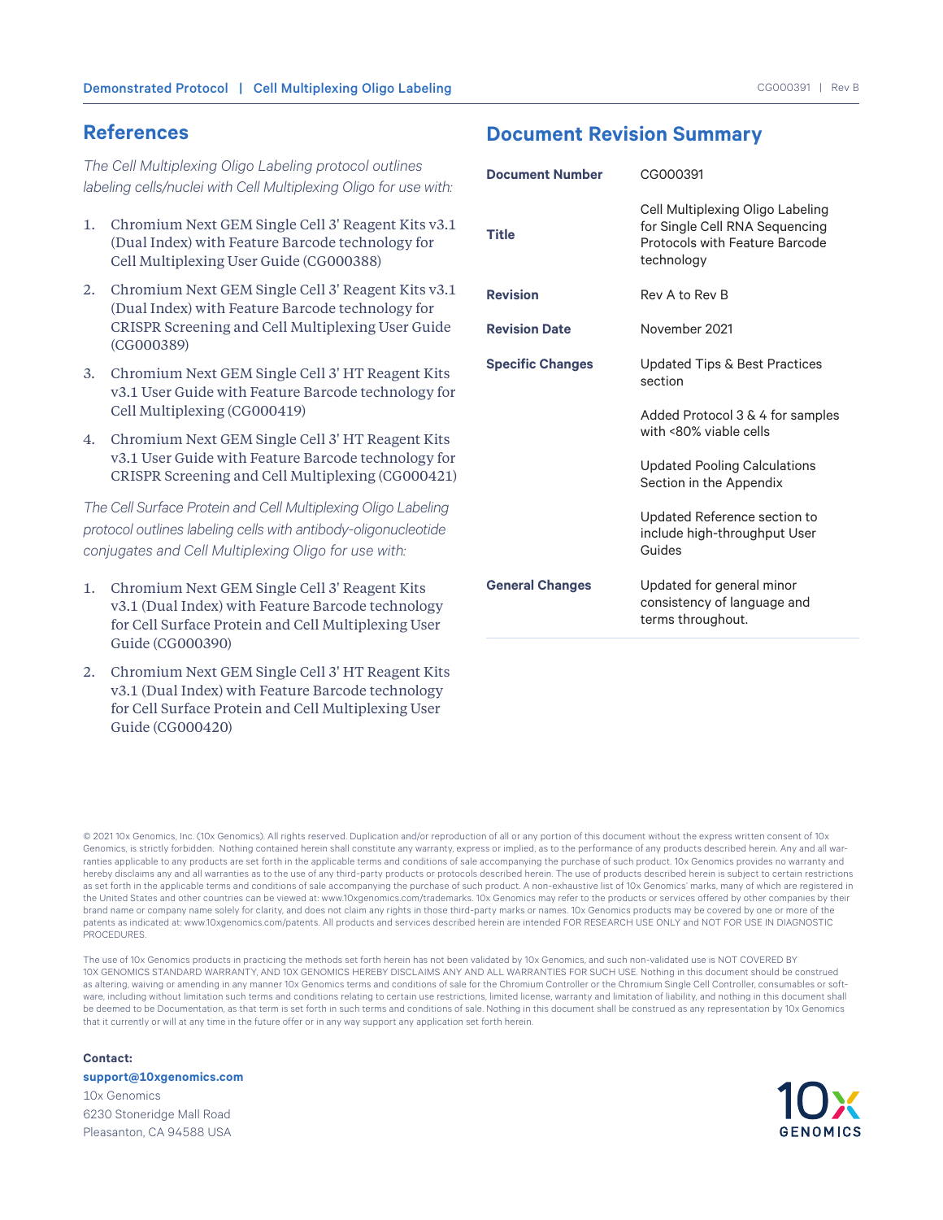## References

*The Cell Multiplexing Oligo Labeling protocol outlines labeling cells/nuclei with Cell Multiplexing Oligo for use with:*

1. Chromium Next GEM Single Cell 3' Reagent Kits v3.1 (Dual Index) with Feature Barcode technology for Cell Multiplexing User Guide (CG000388)
2. Chromium Next GEM Single Cell 3' Reagent Kits v3.1 (Dual Index) with Feature Barcode technology for CRISPR Screening and Cell Multiplexing User Guide (CG000389)
3. Chromium Next GEM Single Cell 3' HT Reagent Kits v3.1 User Guide with Feature Barcode technology for Cell Multiplexing (CG000419)
4. Chromium Next GEM Single Cell 3' HT Reagent Kits v3.1 User Guide with Feature Barcode technology for CRISPR Screening and Cell Multiplexing (CG000421)

*The Cell Surface Protein and Cell Multiplexing Oligo Labeling protocol outlines labeling cells with antibody-oligonucleotide conjugates and Cell Multiplexing Oligo for use with:*

1. Chromium Next GEM Single Cell 3' Reagent Kits v3.1 (Dual Index) with Feature Barcode technology for Cell Surface Protein and Cell Multiplexing User Guide (CG000390)
2. Chromium Next GEM Single Cell 3' HT Reagent Kits v3.1 (Dual Index) with Feature Barcode technology for Cell Surface Protein and Cell Multiplexing User Guide (CG000420)

## Document Revision Summary

| | |
|---|---|
| **Document Number** | CG000391 |
| **Title** | Cell Multiplexing Oligo Labeling for Single Cell RNA Sequencing Protocols with Feature Barcode technology |
| **Revision** | Rev A to Rev B |
| **Revision Date** | November 2021 |
| **Specific Changes** | Updated Tips & Best Practices section |
| | Added Protocol 3 & 4 for samples with <80% viable cells |
| | Updated Pooling Calculations Section in the Appendix |
| | Updated Reference section to include high-throughput User Guides |
| **General Changes** | Updated for general minor consistency of language and terms throughout. |

© 2021 10x Genomics, Inc. (10x Genomics). All rights reserved. Duplication and/or reproduction of all or any portion of this document without the express written consent of 10x Genomics, is strictly forbidden. Nothing contained herein shall constitute any warranty, express or implied, as to the performance of any products described herein. Any and all warranties applicable to any products are set forth in the applicable terms and conditions of sale accompanying the purchase of such product. 10x Genomics provides no warranty and hereby disclaims any and all warranties as to the use of any third-party products or protocols described herein. The use of products described herein is subject to certain restrictions as set forth in the applicable terms and conditions of sale accompanying the purchase of such product. A non-exhaustive list of 10x Genomics' marks, many of which are registered in the United States and other countries can be viewed at: www.10xgenomics.com/trademarks. 10x Genomics may refer to the products or services offered by other companies by their brand name or company name solely for clarity, and does not claim any rights in those third-party marks or names. 10x Genomics products may be covered by one or more of the patents as indicated at: www.10xgenomics.com/patents. All products and services described herein are intended FOR RESEARCH USE ONLY and NOT FOR USE IN DIAGNOSTIC PROCEDURES.

The use of 10x Genomics products in practicing the methods set forth herein has not been validated by 10x Genomics, and such non-validated use is NOT COVERED BY 10X GENOMICS STANDARD WARRANTY, AND 10X GENOMICS HEREBY DISCLAIMS ANY AND ALL WARRANTIES FOR SUCH USE. Nothing in this document should be construed as altering, waiving or amending in any manner 10x Genomics terms and conditions of sale for the Chromium Controller or the Chromium Single Cell Controller, consumables or software, including without limitation such terms and conditions relating to certain use restrictions, limited license, warranty and limitation of liability, and nothing in this document shall be deemed to be Documentation, as that term is set forth in such terms and conditions of sale. Nothing in this document shall be construed as any representation by 10x Genomics that it currently or will at any time in the future offer or in any way support any application set forth herein.

**Contact:**
**support@10xgenomics.com**
10x Genomics
6230 Stoneridge Mall Road
Pleasanton, CA 94588 USA